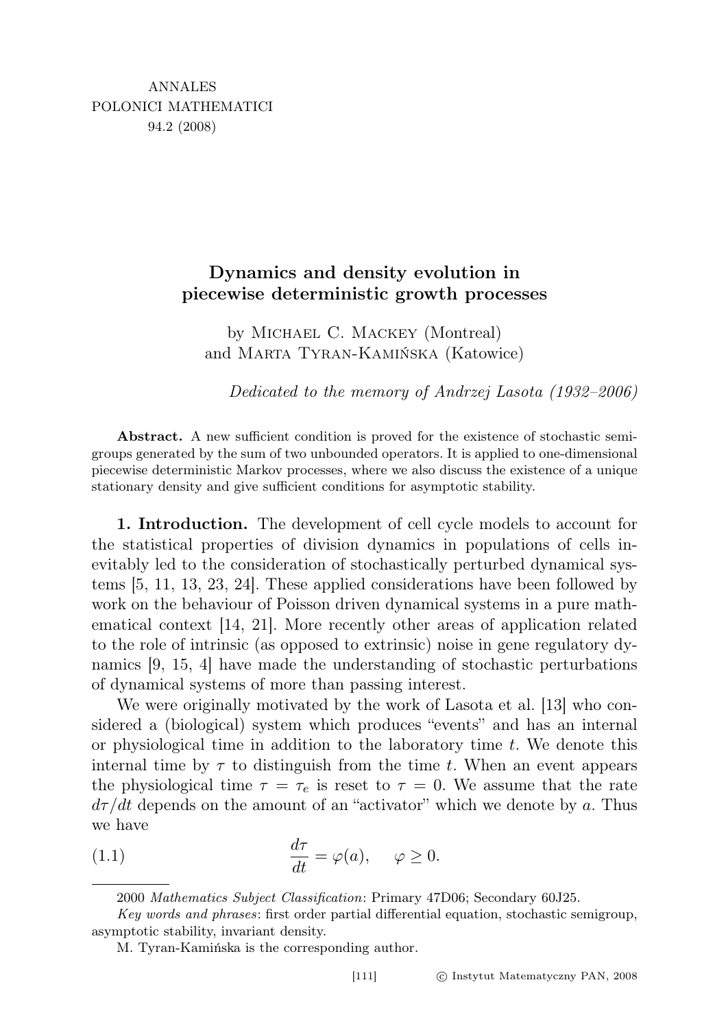ANNALES
POLONICI MATHEMATICI
94.2 (2008)

# Dynamics and density evolution in piecewise deterministic growth processes

by Michael C. Mackey (Montreal)
and Marta Tyran-Kamińska (Katowice)

*Dedicated to the memory of Andrzej Lasota (1932–2006)*

**Abstract.** A new sufficient condition is proved for the existence of stochastic semigroups generated by the sum of two unbounded operators. It is applied to one-dimensional piecewise deterministic Markov processes, where we also discuss the existence of a unique stationary density and give sufficient conditions for asymptotic stability.

**1. Introduction.** The development of cell cycle models to account for the statistical properties of division dynamics in populations of cells inevitably led to the consideration of stochastically perturbed dynamical systems [5, 11, 13, 23, 24]. These applied considerations have been followed by work on the behaviour of Poisson driven dynamical systems in a pure mathematical context [14, 21]. More recently other areas of application related to the role of intrinsic (as opposed to extrinsic) noise in gene regulatory dynamics [9, 15, 4] have made the understanding of stochastic perturbations of dynamical systems of more than passing interest.

We were originally motivated by the work of Lasota et al. [13] who considered a (biological) system which produces "events" and has an internal or physiological time in addition to the laboratory time $t$. We denote this internal time by $\tau$ to distinguish from the time $t$. When an event appears the physiological time $\tau = \tau_e$ is reset to $\tau = 0$. We assume that the rate $d\tau/dt$ depends on the amount of an "activator" which we denote by $a$. Thus we have

$$\frac{d\tau}{dt} = \varphi(a), \qquad \varphi \geq 0. \tag{1.1}$$

---

2000 *Mathematics Subject Classification*: Primary 47D06; Secondary 60J25.

*Key words and phrases*: first order partial differential equation, stochastic semigroup, asymptotic stability, invariant density.

M. Tyran-Kamińska is the corresponding author.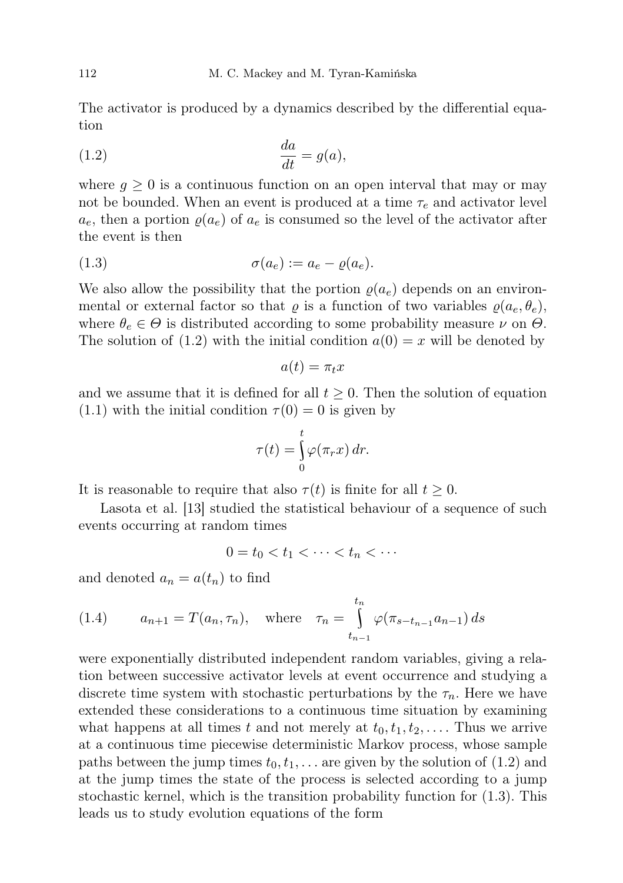The activator is produced by a dynamics described by the differential equation

$$\frac{da}{dt} = g(a), \tag{1.2}$$

where $g \geq 0$ is a continuous function on an open interval that may or may not be bounded. When an event is produced at a time $\tau_e$ and activator level $a_e$, then a portion $\varrho(a_e)$ of $a_e$ is consumed so the level of the activator after the event is then

$$\sigma(a_e) := a_e - \varrho(a_e). \tag{1.3}$$

We also allow the possibility that the portion $\varrho(a_e)$ depends on an environmental or external factor so that $\varrho$ is a function of two variables $\varrho(a_e, \theta_e)$, where $\theta_e \in \Theta$ is distributed according to some probability measure $\nu$ on $\Theta$. The solution of (1.2) with the initial condition $a(0) = x$ will be denoted by

$$a(t) = \pi_t x$$

and we assume that it is defined for all $t \geq 0$. Then the solution of equation (1.1) with the initial condition $\tau(0) = 0$ is given by

$$\tau(t) = \int_0^t \varphi(\pi_r x)\, dr.$$

It is reasonable to require that also $\tau(t)$ is finite for all $t \geq 0$.

Lasota et al. [13] studied the statistical behaviour of a sequence of such events occurring at random times

$$0 = t_0 < t_1 < \cdots < t_n < \cdots$$

and denoted $a_n = a(t_n)$ to find

$$a_{n+1} = T(a_n, \tau_n), \quad \text{where} \quad \tau_n = \int_{t_{n-1}}^{t_n} \varphi(\pi_{s-t_{n-1}} a_{n-1})\, ds \tag{1.4}$$

were exponentially distributed independent random variables, giving a relation between successive activator levels at event occurrence and studying a discrete time system with stochastic perturbations by the $\tau_n$. Here we have extended these considerations to a continuous time situation by examining what happens at all times $t$ and not merely at $t_0, t_1, t_2, \ldots$. Thus we arrive at a continuous time piecewise deterministic Markov process, whose sample paths between the jump times $t_0, t_1, \ldots$ are given by the solution of (1.2) and at the jump times the state of the process is selected according to a jump stochastic kernel, which is the transition probability function for (1.3). This leads us to study evolution equations of the form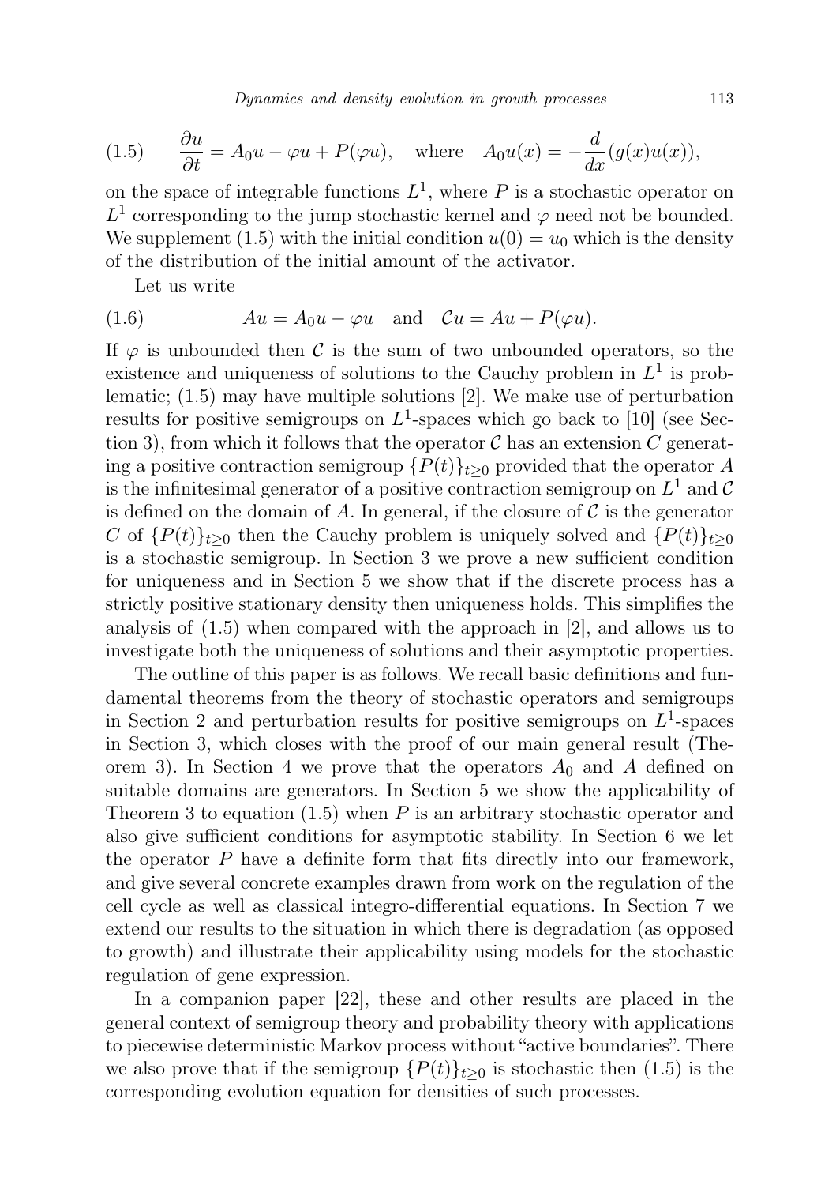$$
(1.5) \qquad \frac{\partial u}{\partial t} = A_0 u - \varphi u + P(\varphi u), \quad \text{where} \quad A_0 u(x) = -\frac{d}{dx}(g(x)u(x)),
$$

on the space of integrable functions $L^1$, where $P$ is a stochastic operator on $L^1$ corresponding to the jump stochastic kernel and $\varphi$ need not be bounded. We supplement (1.5) with the initial condition $u(0) = u_0$ which is the density of the distribution of the initial amount of the activator.

Let us write

$$
(1.6) \qquad Au = A_0 u - \varphi u \quad \text{and} \quad \mathcal{C}u = Au + P(\varphi u).
$$

If $\varphi$ is unbounded then $\mathcal{C}$ is the sum of two unbounded operators, so the existence and uniqueness of solutions to the Cauchy problem in $L^1$ is problematic; (1.5) may have multiple solutions [2]. We make use of perturbation results for positive semigroups on $L^1$-spaces which go back to [10] (see Section 3), from which it follows that the operator $\mathcal{C}$ has an extension $C$ generating a positive contraction semigroup $\{P(t)\}_{t\geq 0}$ provided that the operator $A$ is the infinitesimal generator of a positive contraction semigroup on $L^1$ and $\mathcal{C}$ is defined on the domain of $A$. In general, if the closure of $\mathcal{C}$ is the generator $C$ of $\{P(t)\}_{t\geq 0}$ then the Cauchy problem is uniquely solved and $\{P(t)\}_{t\geq 0}$ is a stochastic semigroup. In Section 3 we prove a new sufficient condition for uniqueness and in Section 5 we show that if the discrete process has a strictly positive stationary density then uniqueness holds. This simplifies the analysis of (1.5) when compared with the approach in [2], and allows us to investigate both the uniqueness of solutions and their asymptotic properties.

The outline of this paper is as follows. We recall basic definitions and fundamental theorems from the theory of stochastic operators and semigroups in Section 2 and perturbation results for positive semigroups on $L^1$-spaces in Section 3, which closes with the proof of our main general result (Theorem 3). In Section 4 we prove that the operators $A_0$ and $A$ defined on suitable domains are generators. In Section 5 we show the applicability of Theorem 3 to equation (1.5) when $P$ is an arbitrary stochastic operator and also give sufficient conditions for asymptotic stability. In Section 6 we let the operator $P$ have a definite form that fits directly into our framework, and give several concrete examples drawn from work on the regulation of the cell cycle as well as classical integro-differential equations. In Section 7 we extend our results to the situation in which there is degradation (as opposed to growth) and illustrate their applicability using models for the stochastic regulation of gene expression.

In a companion paper [22], these and other results are placed in the general context of semigroup theory and probability theory with applications to piecewise deterministic Markov process without "active boundaries". There we also prove that if the semigroup $\{P(t)\}_{t\geq 0}$ is stochastic then (1.5) is the corresponding evolution equation for densities of such processes.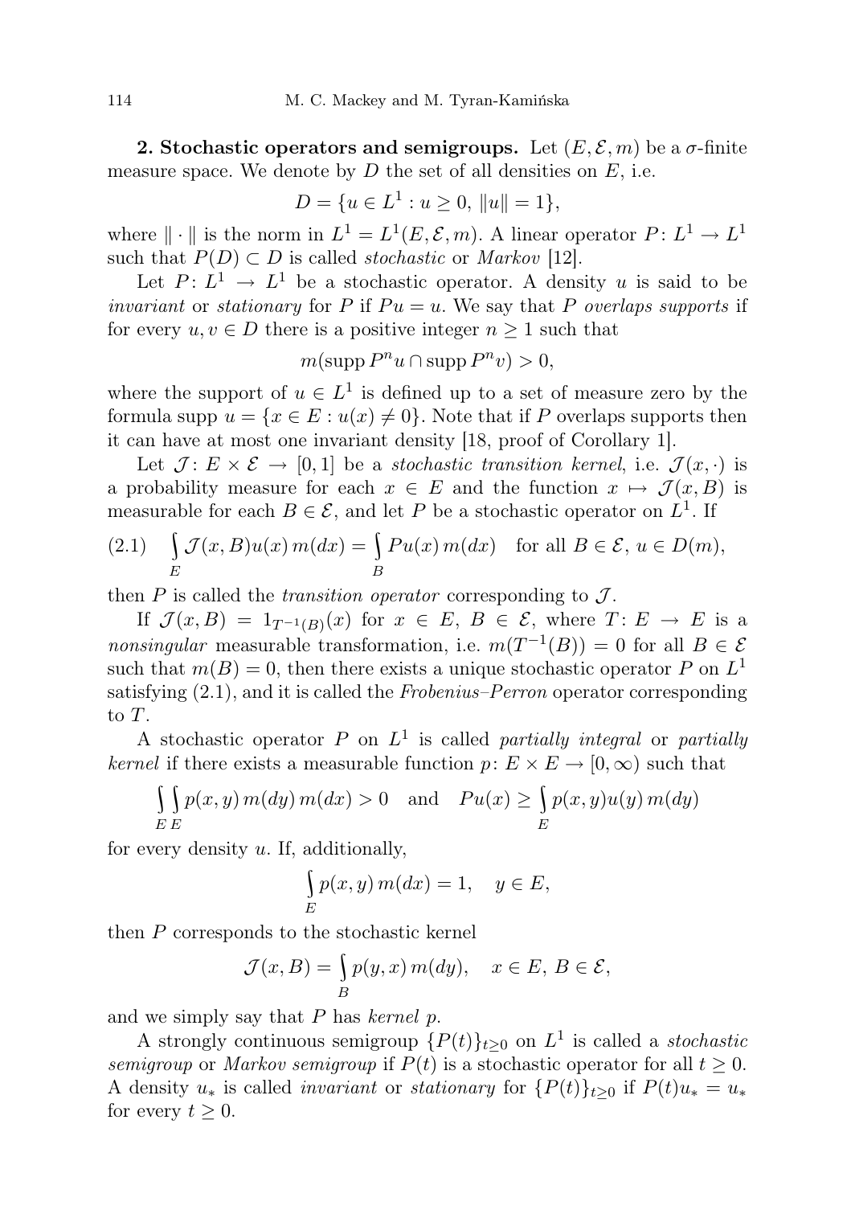**2. Stochastic operators and semigroups.** Let $(E, \mathcal{E}, m)$ be a $\sigma$-finite measure space. We denote by $D$ the set of all densities on $E$, i.e.

$$D = \{u \in L^1 : u \geq 0,\ \|u\| = 1\},$$

where $\|\cdot\|$ is the norm in $L^1 = L^1(E, \mathcal{E}, m)$. A linear operator $P\colon L^1 \to L^1$ such that $P(D) \subset D$ is called *stochastic* or *Markov* [12].

Let $P\colon L^1 \to L^1$ be a stochastic operator. A density $u$ is said to be *invariant* or *stationary* for $P$ if $Pu = u$. We say that $P$ *overlaps supports* if for every $u, v \in D$ there is a positive integer $n \geq 1$ such that

$$m(\operatorname{supp} P^n u \cap \operatorname{supp} P^n v) > 0,$$

where the support of $u \in L^1$ is defined up to a set of measure zero by the formula $\operatorname{supp} u = \{x \in E : u(x) \neq 0\}$. Note that if $P$ overlaps supports then it can have at most one invariant density [18, proof of Corollary 1].

Let $\mathcal{J}\colon E \times \mathcal{E} \to [0, 1]$ be a *stochastic transition kernel*, i.e. $\mathcal{J}(x, \cdot)$ is a probability measure for each $x \in E$ and the function $x \mapsto \mathcal{J}(x, B)$ is measurable for each $B \in \mathcal{E}$, and let $P$ be a stochastic operator on $L^1$. If

$$\int_E \mathcal{J}(x, B) u(x)\, m(dx) = \int_B Pu(x)\, m(dx) \quad \text{for all } B \in \mathcal{E},\ u \in D(m), \tag{2.1}$$

then $P$ is called the *transition operator* corresponding to $\mathcal{J}$.

If $\mathcal{J}(x, B) = 1_{T^{-1}(B)}(x)$ for $x \in E$, $B \in \mathcal{E}$, where $T\colon E \to E$ is a *nonsingular* measurable transformation, i.e. $m(T^{-1}(B)) = 0$ for all $B \in \mathcal{E}$ such that $m(B) = 0$, then there exists a unique stochastic operator $P$ on $L^1$ satisfying (2.1), and it is called the *Frobenius–Perron* operator corresponding to $T$.

A stochastic operator $P$ on $L^1$ is called *partially integral* or *partially kernel* if there exists a measurable function $p\colon E \times E \to [0, \infty)$ such that

$$\int_E \int_E p(x, y)\, m(dy)\, m(dx) > 0 \quad \text{and} \quad Pu(x) \geq \int_E p(x, y) u(y)\, m(dy)$$

for every density $u$. If, additionally,

$$\int_E p(x, y)\, m(dx) = 1, \quad y \in E,$$

then $P$ corresponds to the stochastic kernel

$$\mathcal{J}(x, B) = \int_B p(y, x)\, m(dy), \quad x \in E,\ B \in \mathcal{E},$$

and we simply say that $P$ has *kernel* $p$.

A strongly continuous semigroup $\{P(t)\}_{t \geq 0}$ on $L^1$ is called a *stochastic semigroup* or *Markov semigroup* if $P(t)$ is a stochastic operator for all $t \geq 0$. A density $u_*$ is called *invariant* or *stationary* for $\{P(t)\}_{t \geq 0}$ if $P(t)u_* = u_*$ for every $t \geq 0$.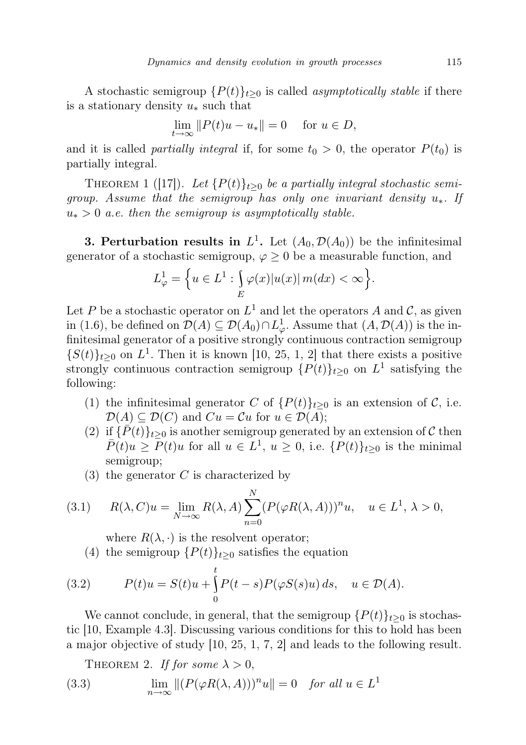A stochastic semigroup $\{P(t)\}_{t\ge 0}$ is called *asymptotically stable* if there is a stationary density $u_*$ such that

$$\lim_{t\to\infty} \|P(t)u - u_*\| = 0 \quad \text{for } u \in D,$$

and it is called *partially integral* if, for some $t_0 > 0$, the operator $P(t_0)$ is partially integral.

THEOREM 1 ([17]). *Let $\{P(t)\}_{t\ge 0}$ be a partially integral stochastic semigroup. Assume that the semigroup has only one invariant density $u_*$. If $u_* > 0$ a.e. then the semigroup is asymptotically stable.*

**3. Perturbation results in $L^1$.** Let $(A_0, \mathcal{D}(A_0))$ be the infinitesimal generator of a stochastic semigroup, $\varphi \ge 0$ be a measurable function, and

$$L^1_\varphi = \Big\{u \in L^1 : \int_E \varphi(x)|u(x)|\, m(dx) < \infty\Big\}.$$

Let $P$ be a stochastic operator on $L^1$ and let the operators $A$ and $\mathcal{C}$, as given in (1.6), be defined on $\mathcal{D}(A) \subseteq \mathcal{D}(A_0) \cap L^1_\varphi$. Assume that $(A, \mathcal{D}(A))$ is the infinitesimal generator of a positive strongly continuous contraction semigroup $\{S(t)\}_{t\ge 0}$ on $L^1$. Then it is known [10, 25, 1, 2] that there exists a positive strongly continuous contraction semigroup $\{P(t)\}_{t\ge 0}$ on $L^1$ satisfying the following:

1. the infinitesimal generator $C$ of $\{P(t)\}_{t\ge 0}$ is an extension of $\mathcal{C}$, i.e. $\mathcal{D}(A) \subseteq \mathcal{D}(C)$ and $Cu = \mathcal{C}u$ for $u \in \mathcal{D}(A)$;
2. if $\{\bar{P}(t)\}_{t\ge 0}$ is another semigroup generated by an extension of $\mathcal{C}$ then $\bar{P}(t)u \ge P(t)u$ for all $u \in L^1$, $u \ge 0$, i.e. $\{P(t)\}_{t\ge 0}$ is the minimal semigroup;
3. the generator $C$ is characterized by

$$R(\lambda, C)u = \lim_{N\to\infty} R(\lambda, A)\sum_{n=0}^{N} (P(\varphi R(\lambda, A)))^n u, \quad u \in L^1,\ \lambda > 0, \tag{3.1}$$

   where $R(\lambda, \cdot)$ is the resolvent operator;
4. the semigroup $\{P(t)\}_{t\ge 0}$ satisfies the equation

$$P(t)u = S(t)u + \int_0^t P(t-s)P(\varphi S(s)u)\, ds, \quad u \in \mathcal{D}(A). \tag{3.2}$$

We cannot conclude, in general, that the semigroup $\{P(t)\}_{t\ge 0}$ is stochastic [10, Example 4.3]. Discussing various conditions for this to hold has been a major objective of study [10, 25, 1, 7, 2] and leads to the following result.

THEOREM 2. *If for some $\lambda > 0$,*

$$\lim_{n\to\infty} \|(P(\varphi R(\lambda, A)))^n u\| = 0 \quad \textit{for all } u \in L^1 \tag{3.3}$$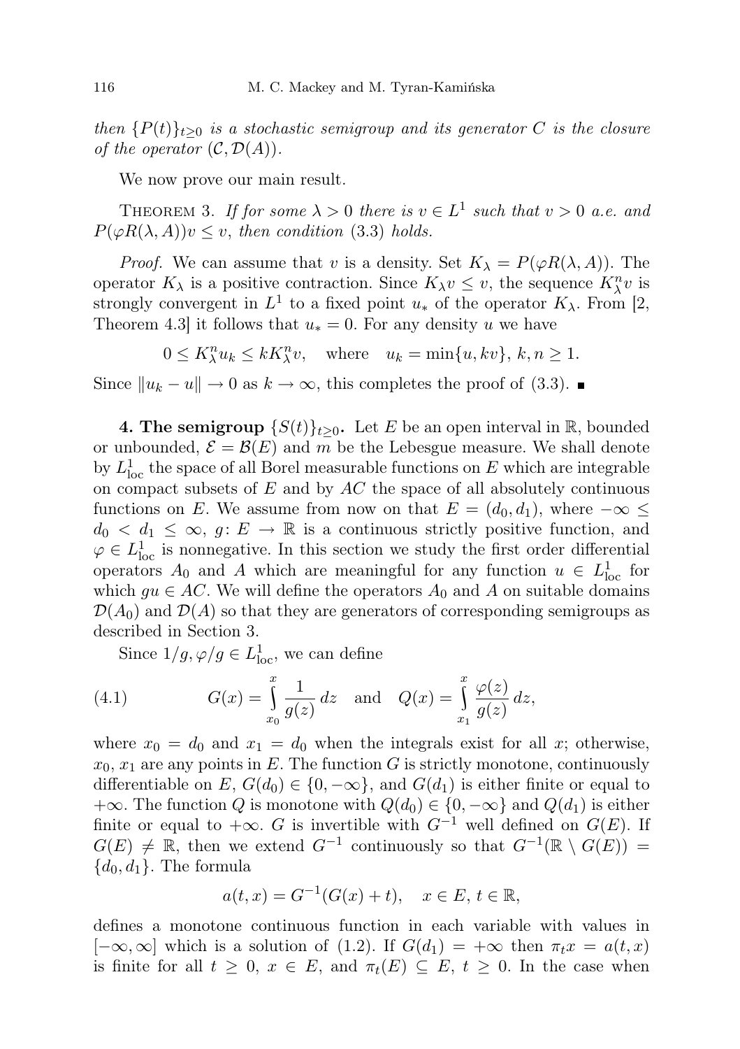*then* $\{P(t)\}_{t\geq 0}$ *is a stochastic semigroup and its generator* $C$ *is the closure of the operator* $(\mathcal{C}, \mathcal{D}(A))$.

We now prove our main result.

Theorem 3. *If for some* $\lambda > 0$ *there is* $v \in L^1$ *such that* $v > 0$ *a.e. and* $P(\varphi R(\lambda, A))v \leq v$, *then condition* (3.3) *holds.*

*Proof.* We can assume that $v$ is a density. Set $K_\lambda = P(\varphi R(\lambda, A))$. The operator $K_\lambda$ is a positive contraction. Since $K_\lambda v \leq v$, the sequence $K_\lambda^n v$ is strongly convergent in $L^1$ to a fixed point $u_*$ of the operator $K_\lambda$. From [2, Theorem 4.3] it follows that $u_* = 0$. For any density $u$ we have

$$0 \leq K_\lambda^n u_k \leq k K_\lambda^n v, \quad \text{where} \quad u_k = \min\{u, kv\},\ k, n \geq 1.$$

Since $\|u_k - u\| \to 0$ as $k \to \infty$, this completes the proof of (3.3). ∎

**4. The semigroup $\{S(t)\}_{t\geq 0}$.** Let $E$ be an open interval in $\mathbb{R}$, bounded or unbounded, $\mathcal{E} = \mathcal{B}(E)$ and $m$ be the Lebesgue measure. We shall denote by $L^1_{\text{loc}}$ the space of all Borel measurable functions on $E$ which are integrable on compact subsets of $E$ and by $AC$ the space of all absolutely continuous functions on $E$. We assume from now on that $E = (d_0, d_1)$, where $-\infty \leq d_0 < d_1 \leq \infty$, $g\colon E \to \mathbb{R}$ is a continuous strictly positive function, and $\varphi \in L^1_{\text{loc}}$ is nonnegative. In this section we study the first order differential operators $A_0$ and $A$ which are meaningful for any function $u \in L^1_{\text{loc}}$ for which $gu \in AC$. We will define the operators $A_0$ and $A$ on suitable domains $\mathcal{D}(A_0)$ and $\mathcal{D}(A)$ so that they are generators of corresponding semigroups as described in Section 3.

Since $1/g, \varphi/g \in L^1_{\text{loc}}$, we can define

$$G(x) = \int_{x_0}^{x} \frac{1}{g(z)}\, dz \quad \text{and} \quad Q(x) = \int_{x_1}^{x} \frac{\varphi(z)}{g(z)}\, dz, \tag{4.1}$$

where $x_0 = d_0$ and $x_1 = d_0$ when the integrals exist for all $x$; otherwise, $x_0$, $x_1$ are any points in $E$. The function $G$ is strictly monotone, continuously differentiable on $E$, $G(d_0) \in \{0, -\infty\}$, and $G(d_1)$ is either finite or equal to $+\infty$. The function $Q$ is monotone with $Q(d_0) \in \{0, -\infty\}$ and $Q(d_1)$ is either finite or equal to $+\infty$. $G$ is invertible with $G^{-1}$ well defined on $G(E)$. If $G(E) \neq \mathbb{R}$, then we extend $G^{-1}$ continuously so that $G^{-1}(\mathbb{R} \setminus G(E)) = \{d_0, d_1\}$. The formula

$$a(t, x) = G^{-1}(G(x) + t), \quad x \in E,\ t \in \mathbb{R},$$

defines a monotone continuous function in each variable with values in $[-\infty, \infty]$ which is a solution of (1.2). If $G(d_1) = +\infty$ then $\pi_t x = a(t, x)$ is finite for all $t \geq 0$, $x \in E$, and $\pi_t(E) \subseteq E$, $t \geq 0$. In the case when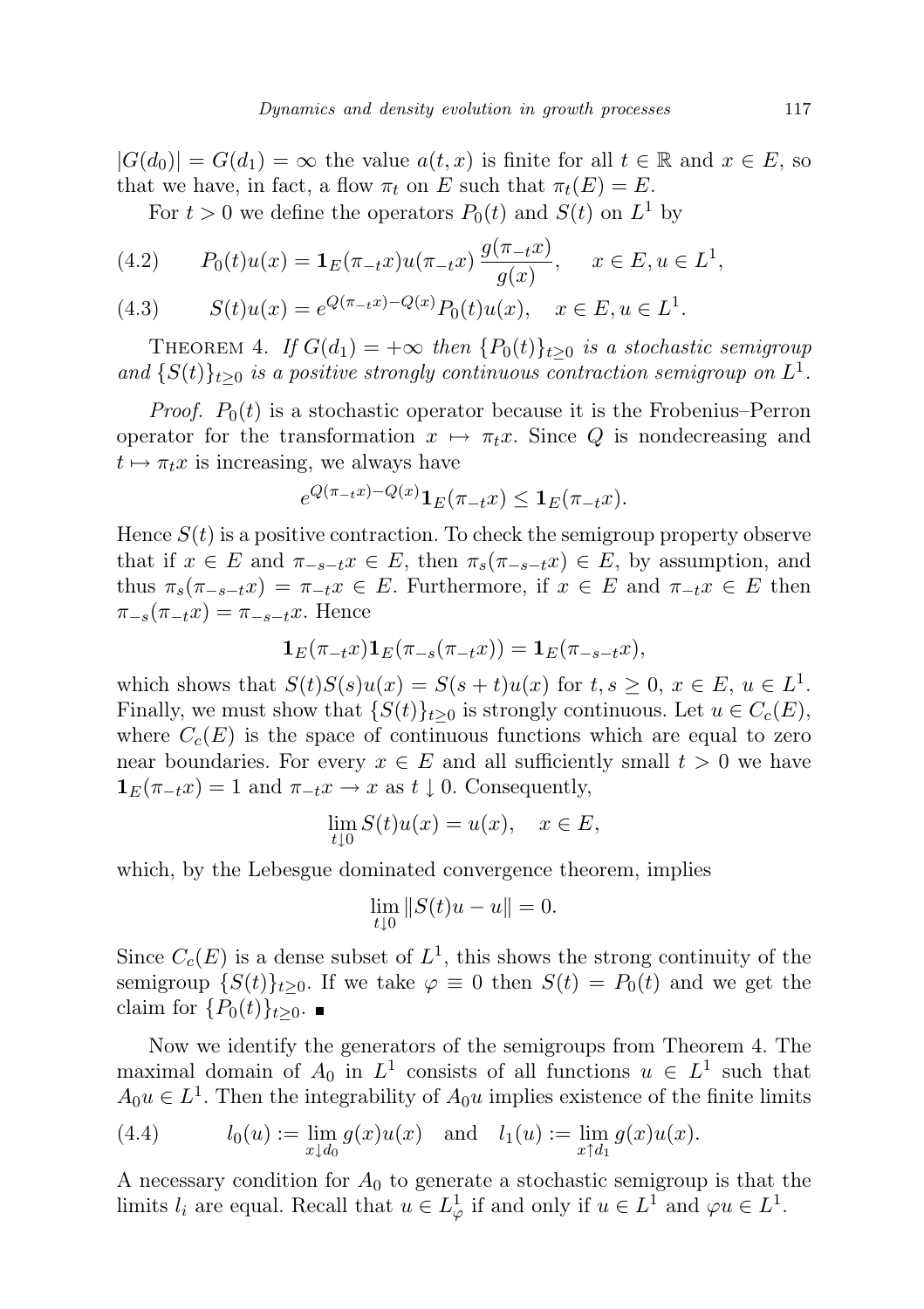$|G(d_0)| = G(d_1) = \infty$ the value $a(t,x)$ is finite for all $t \in \mathbb{R}$ and $x \in E$, so that we have, in fact, a flow $\pi_t$ on $E$ such that $\pi_t(E) = E$.

For $t > 0$ we define the operators $P_0(t)$ and $S(t)$ on $L^1$ by

$$P_0(t)u(x) = \mathbf{1}_E(\pi_{-t}x)u(\pi_{-t}x)\,\frac{g(\pi_{-t}x)}{g(x)}, \quad x \in E, u \in L^1, \tag{4.2}$$

$$S(t)u(x) = e^{Q(\pi_{-t}x)-Q(x)}P_0(t)u(x), \quad x \in E, u \in L^1. \tag{4.3}$$

Theorem 4. *If $G(d_1) = +\infty$ then $\{P_0(t)\}_{t\geq 0}$ is a stochastic semigroup and $\{S(t)\}_{t\geq 0}$ is a positive strongly continuous contraction semigroup on $L^1$.*

*Proof.* $P_0(t)$ is a stochastic operator because it is the Frobenius–Perron operator for the transformation $x \mapsto \pi_t x$. Since $Q$ is nondecreasing and $t \mapsto \pi_t x$ is increasing, we always have

$$e^{Q(\pi_{-t}x)-Q(x)}\mathbf{1}_E(\pi_{-t}x) \leq \mathbf{1}_E(\pi_{-t}x).$$

Hence $S(t)$ is a positive contraction. To check the semigroup property observe that if $x \in E$ and $\pi_{-s-t}x \in E$, then $\pi_s(\pi_{-s-t}x) \in E$, by assumption, and thus $\pi_s(\pi_{-s-t}x) = \pi_{-t}x \in E$. Furthermore, if $x \in E$ and $\pi_{-t}x \in E$ then $\pi_{-s}(\pi_{-t}x) = \pi_{-s-t}x$. Hence

$$\mathbf{1}_E(\pi_{-t}x)\mathbf{1}_E(\pi_{-s}(\pi_{-t}x)) = \mathbf{1}_E(\pi_{-s-t}x),$$

which shows that $S(t)S(s)u(x) = S(s+t)u(x)$ for $t, s \geq 0$, $x \in E$, $u \in L^1$. Finally, we must show that $\{S(t)\}_{t\geq 0}$ is strongly continuous. Let $u \in C_c(E)$, where $C_c(E)$ is the space of continuous functions which are equal to zero near boundaries. For every $x \in E$ and all sufficiently small $t > 0$ we have $\mathbf{1}_E(\pi_{-t}x) = 1$ and $\pi_{-t}x \to x$ as $t \downarrow 0$. Consequently,

$$\lim_{t\downarrow 0} S(t)u(x) = u(x), \quad x \in E,$$

which, by the Lebesgue dominated convergence theorem, implies

$$\lim_{t\downarrow 0} \|S(t)u - u\| = 0.$$

Since $C_c(E)$ is a dense subset of $L^1$, this shows the strong continuity of the semigroup $\{S(t)\}_{t\geq 0}$. If we take $\varphi \equiv 0$ then $S(t) = P_0(t)$ and we get the claim for $\{P_0(t)\}_{t\geq 0}$. ∎

Now we identify the generators of the semigroups from Theorem 4. The maximal domain of $A_0$ in $L^1$ consists of all functions $u \in L^1$ such that $A_0 u \in L^1$. Then the integrability of $A_0 u$ implies existence of the finite limits

$$l_0(u) := \lim_{x\downarrow d_0} g(x)u(x) \quad \text{and} \quad l_1(u) := \lim_{x\uparrow d_1} g(x)u(x). \tag{4.4}$$

A necessary condition for $A_0$ to generate a stochastic semigroup is that the limits $l_i$ are equal. Recall that $u \in L^1_\varphi$ if and only if $u \in L^1$ and $\varphi u \in L^1$.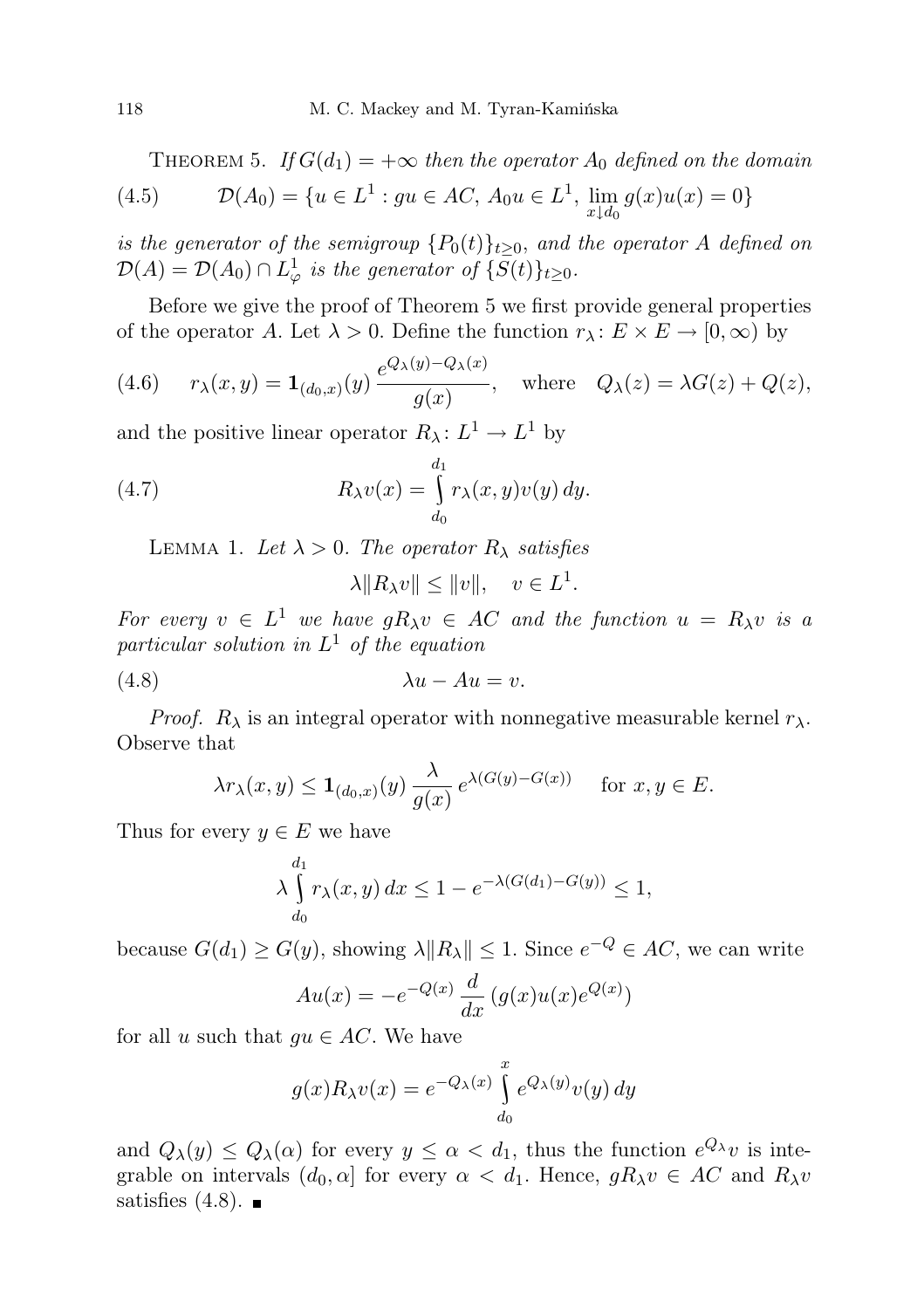THEOREM 5. *If $G(d_1) = +\infty$ then the operator $A_0$ defined on the domain*

$$\mathcal{D}(A_0) = \{u \in L^1 : gu \in AC,\ A_0 u \in L^1,\ \lim_{x \downarrow d_0} g(x)u(x) = 0\} \tag{4.5}$$

*is the generator of the semigroup $\{P_0(t)\}_{t\geq 0}$, and the operator $A$ defined on $\mathcal{D}(A) = \mathcal{D}(A_0) \cap L^1_\varphi$ is the generator of $\{S(t)\}_{t\geq 0}$.*

Before we give the proof of Theorem 5 we first provide general properties of the operator $A$. Let $\lambda > 0$. Define the function $r_\lambda \colon E \times E \to [0,\infty)$ by

$$r_\lambda(x,y) = \mathbf{1}_{(d_0,x)}(y)\,\frac{e^{Q_\lambda(y)-Q_\lambda(x)}}{g(x)}, \quad \text{where} \quad Q_\lambda(z) = \lambda G(z) + Q(z), \tag{4.6}$$

and the positive linear operator $R_\lambda \colon L^1 \to L^1$ by

$$R_\lambda v(x) = \int_{d_0}^{d_1} r_\lambda(x,y) v(y)\,dy. \tag{4.7}$$

LEMMA 1. *Let $\lambda > 0$. The operator $R_\lambda$ satisfies*

$$\lambda \|R_\lambda v\| \leq \|v\|, \quad v \in L^1.$$

*For every $v \in L^1$ we have $gR_\lambda v \in AC$ and the function $u = R_\lambda v$ is a particular solution in $L^1$ of the equation*

$$\lambda u - Au = v. \tag{4.8}$$

*Proof.* $R_\lambda$ is an integral operator with nonnegative measurable kernel $r_\lambda$. Observe that

$$\lambda r_\lambda(x,y) \leq \mathbf{1}_{(d_0,x)}(y)\,\frac{\lambda}{g(x)}\,e^{\lambda(G(y)-G(x))} \quad \text{for } x,y \in E.$$

Thus for every $y \in E$ we have

$$\lambda \int_{d_0}^{d_1} r_\lambda(x,y)\,dx \leq 1 - e^{-\lambda(G(d_1)-G(y))} \leq 1,$$

because $G(d_1) \geq G(y)$, showing $\lambda \|R_\lambda\| \leq 1$. Since $e^{-Q} \in AC$, we can write

$$Au(x) = -e^{-Q(x)}\,\frac{d}{dx}\,(g(x)u(x)e^{Q(x)})$$

for all $u$ such that $gu \in AC$. We have

$$g(x)R_\lambda v(x) = e^{-Q_\lambda(x)} \int_{d_0}^{x} e^{Q_\lambda(y)} v(y)\,dy$$

and $Q_\lambda(y) \leq Q_\lambda(\alpha)$ for every $y \leq \alpha < d_1$, thus the function $e^{Q_\lambda} v$ is integrable on intervals $(d_0,\alpha]$ for every $\alpha < d_1$. Hence, $gR_\lambda v \in AC$ and $R_\lambda v$ satisfies (4.8). ■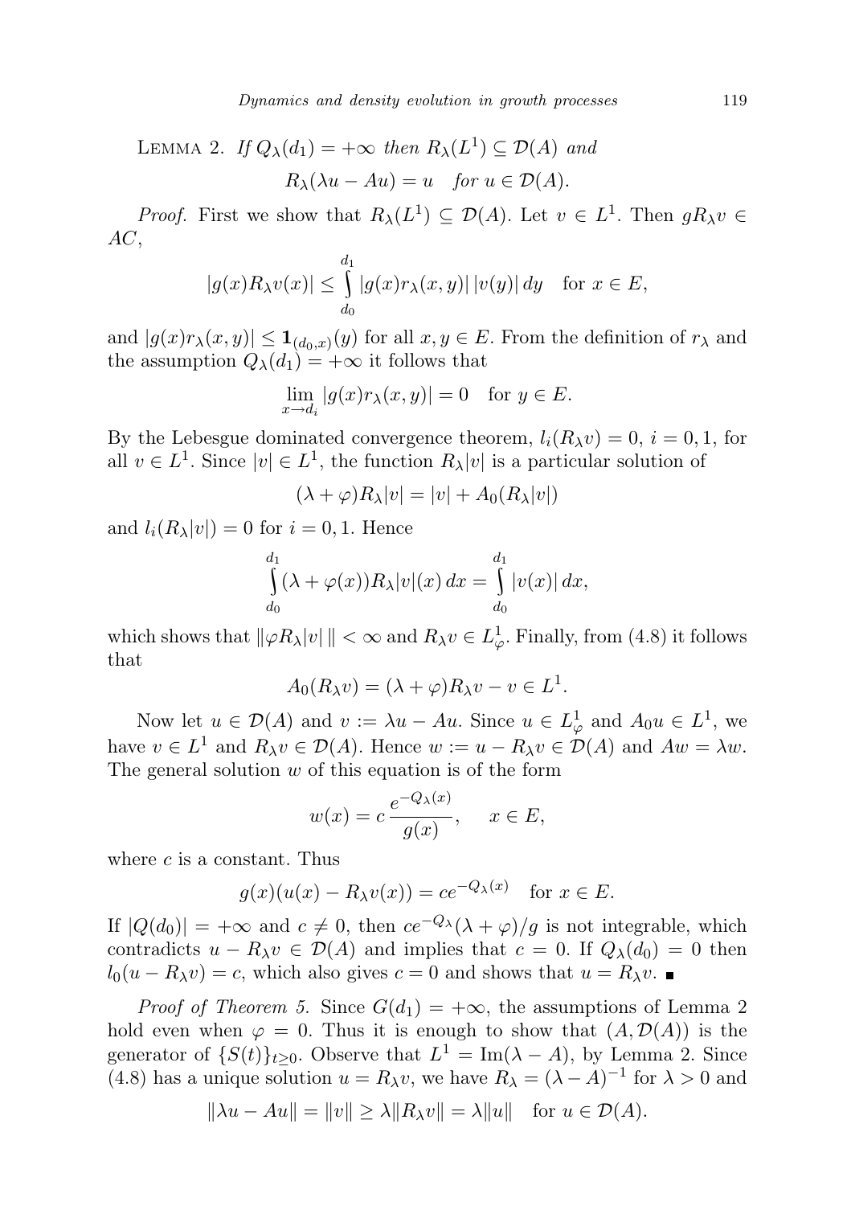LEMMA 2. *If $Q_\lambda(d_1) = +\infty$ then $R_\lambda(L^1) \subseteq \mathcal{D}(A)$ and*

$$R_\lambda(\lambda u - Au) = u \quad \textit{for } u \in \mathcal{D}(A).$$

*Proof.* First we show that $R_\lambda(L^1) \subseteq \mathcal{D}(A)$. Let $v \in L^1$. Then $gR_\lambda v \in AC$,

$$|g(x)R_\lambda v(x)| \le \int_{d_0}^{d_1} |g(x)r_\lambda(x,y)|\,|v(y)|\,dy \quad \text{for } x \in E,$$

and $|g(x)r_\lambda(x,y)| \le \mathbf{1}_{(d_0,x)}(y)$ for all $x, y \in E$. From the definition of $r_\lambda$ and the assumption $Q_\lambda(d_1) = +\infty$ it follows that

$$\lim_{x \to d_i} |g(x)r_\lambda(x,y)| = 0 \quad \text{for } y \in E.$$

By the Lebesgue dominated convergence theorem, $l_i(R_\lambda v) = 0$, $i = 0, 1$, for all $v \in L^1$. Since $|v| \in L^1$, the function $R_\lambda|v|$ is a particular solution of

$$(\lambda + \varphi)R_\lambda|v| = |v| + A_0(R_\lambda|v|)$$

and $l_i(R_\lambda|v|) = 0$ for $i = 0, 1$. Hence

$$\int_{d_0}^{d_1} (\lambda + \varphi(x))R_\lambda|v|(x)\,dx = \int_{d_0}^{d_1} |v(x)|\,dx,$$

which shows that $\|\varphi R_\lambda|v|\,\| < \infty$ and $R_\lambda v \in L^1_\varphi$. Finally, from (4.8) it follows that

$$A_0(R_\lambda v) = (\lambda + \varphi)R_\lambda v - v \in L^1.$$

Now let $u \in \mathcal{D}(A)$ and $v := \lambda u - Au$. Since $u \in L^1_\varphi$ and $A_0 u \in L^1$, we have $v \in L^1$ and $R_\lambda v \in \mathcal{D}(A)$. Hence $w := u - R_\lambda v \in \mathcal{D}(A)$ and $Aw = \lambda w$. The general solution $w$ of this equation is of the form

$$w(x) = c\,\frac{e^{-Q_\lambda(x)}}{g(x)}, \qquad x \in E,$$

where $c$ is a constant. Thus

$$g(x)(u(x) - R_\lambda v(x)) = ce^{-Q_\lambda(x)} \quad \text{for } x \in E.$$

If $|Q(d_0)| = +\infty$ and $c \neq 0$, then $ce^{-Q_\lambda}(\lambda + \varphi)/g$ is not integrable, which contradicts $u - R_\lambda v \in \mathcal{D}(A)$ and implies that $c = 0$. If $Q_\lambda(d_0) = 0$ then $l_0(u - R_\lambda v) = c$, which also gives $c = 0$ and shows that $u = R_\lambda v$. ∎

*Proof of Theorem 5.* Since $G(d_1) = +\infty$, the assumptions of Lemma 2 hold even when $\varphi = 0$. Thus it is enough to show that $(A, \mathcal{D}(A))$ is the generator of $\{S(t)\}_{t \ge 0}$. Observe that $L^1 = \mathrm{Im}(\lambda - A)$, by Lemma 2. Since (4.8) has a unique solution $u = R_\lambda v$, we have $R_\lambda = (\lambda - A)^{-1}$ for $\lambda > 0$ and

$$\|\lambda u - Au\| = \|v\| \ge \lambda\|R_\lambda v\| = \lambda\|u\| \quad \text{for } u \in \mathcal{D}(A).$$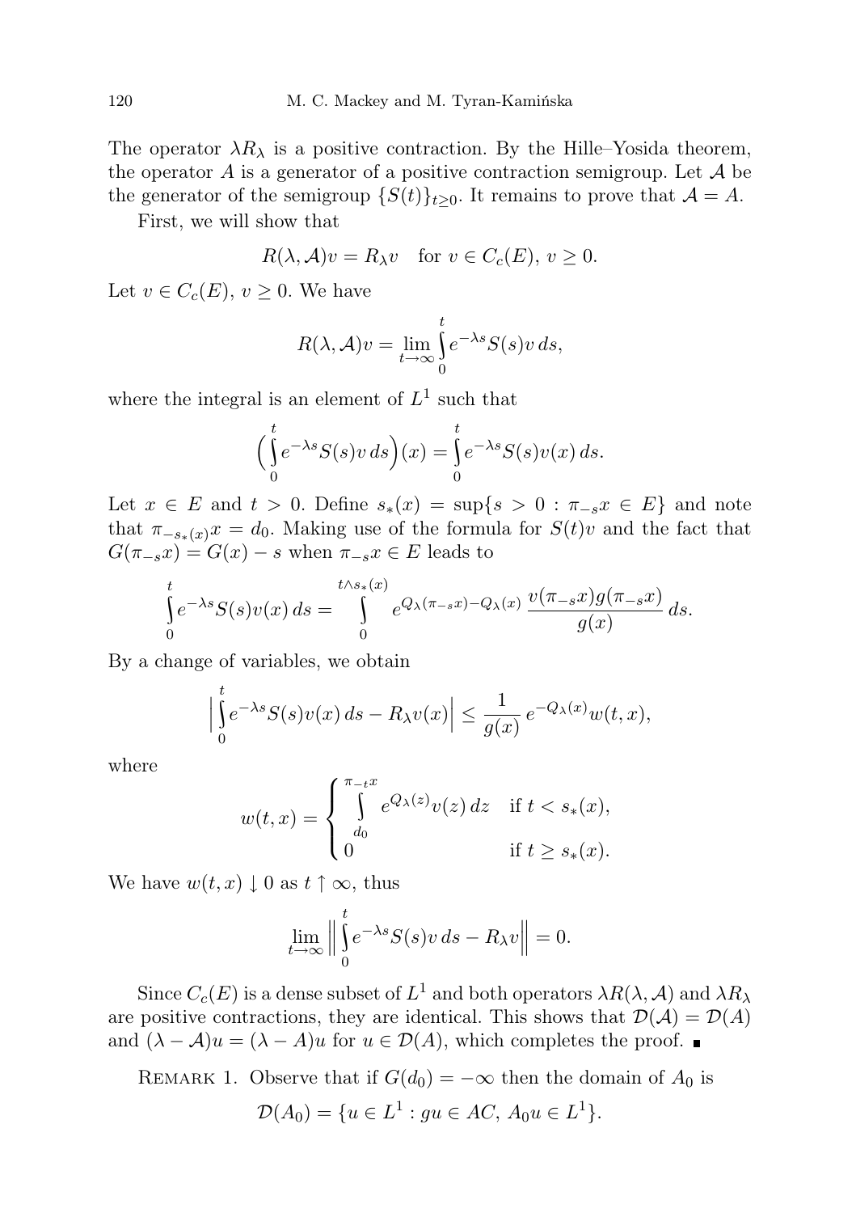The operator $\lambda R_\lambda$ is a positive contraction. By the Hille–Yosida theorem, the operator $A$ is a generator of a positive contraction semigroup. Let $\mathcal{A}$ be the generator of the semigroup $\{S(t)\}_{t\geq 0}$. It remains to prove that $\mathcal{A} = A$.

First, we will show that

$$R(\lambda, \mathcal{A})v = R_\lambda v \quad \text{for } v \in C_c(E),\ v \geq 0.$$

Let $v \in C_c(E)$, $v \geq 0$. We have

$$R(\lambda, \mathcal{A})v = \lim_{t\to\infty} \int_0^t e^{-\lambda s} S(s)v\, ds,$$

where the integral is an element of $L^1$ such that

$$\Big(\int_0^t e^{-\lambda s} S(s)v\, ds\Big)(x) = \int_0^t e^{-\lambda s} S(s)v(x)\, ds.$$

Let $x \in E$ and $t > 0$. Define $s_*(x) = \sup\{s > 0 : \pi_{-s}x \in E\}$ and note that $\pi_{-s_*(x)}x = d_0$. Making use of the formula for $S(t)v$ and the fact that $G(\pi_{-s}x) = G(x) - s$ when $\pi_{-s}x \in E$ leads to

$$\int_0^t e^{-\lambda s} S(s)v(x)\, ds = \int_0^{t\wedge s_*(x)} e^{Q_\lambda(\pi_{-s}x) - Q_\lambda(x)}\, \frac{v(\pi_{-s}x)g(\pi_{-s}x)}{g(x)}\, ds.$$

By a change of variables, we obtain

$$\Big|\int_0^t e^{-\lambda s} S(s)v(x)\, ds - R_\lambda v(x)\Big| \leq \frac{1}{g(x)}\, e^{-Q_\lambda(x)} w(t,x),$$

where

$$w(t,x) = \begin{cases} \displaystyle\int_{d_0}^{\pi_{-t}x} e^{Q_\lambda(z)} v(z)\, dz & \text{if } t < s_*(x), \\ 0 & \text{if } t \geq s_*(x). \end{cases}$$

We have $w(t,x) \downarrow 0$ as $t \uparrow \infty$, thus

$$\lim_{t\to\infty} \Big\| \int_0^t e^{-\lambda s} S(s)v\, ds - R_\lambda v \Big\| = 0.$$

Since $C_c(E)$ is a dense subset of $L^1$ and both operators $\lambda R(\lambda, \mathcal{A})$ and $\lambda R_\lambda$ are positive contractions, they are identical. This shows that $\mathcal{D}(\mathcal{A}) = \mathcal{D}(A)$ and $(\lambda - \mathcal{A})u = (\lambda - A)u$ for $u \in \mathcal{D}(A)$, which completes the proof. ∎

Remark 1. Observe that if $G(d_0) = -\infty$ then the domain of $A_0$ is

$$\mathcal{D}(A_0) = \{u \in L^1 : gu \in AC,\ A_0 u \in L^1\}.$$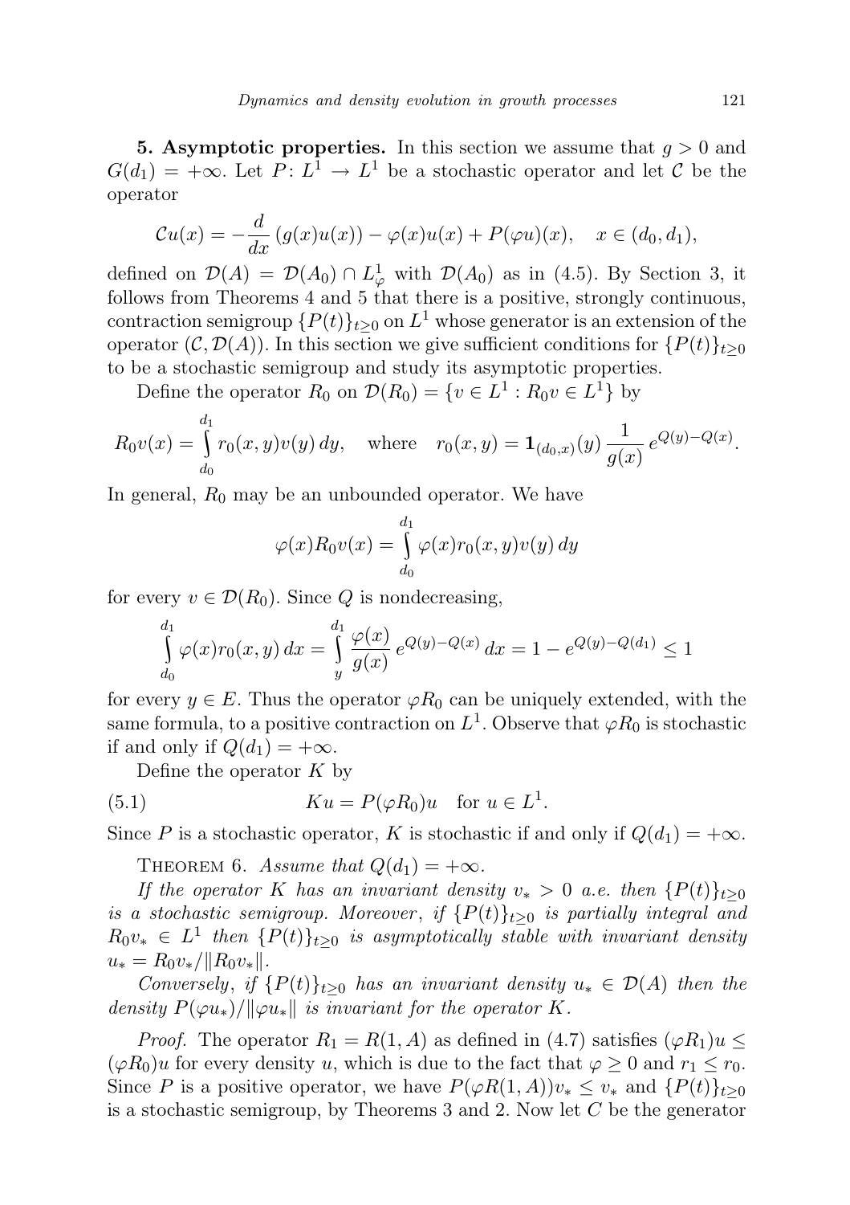**5. Asymptotic properties.** In this section we assume that $g > 0$ and $G(d_1) = +\infty$. Let $P\colon L^1 \to L^1$ be a stochastic operator and let $\mathcal{C}$ be the operator

$$\mathcal{C}u(x) = -\frac{d}{dx}\,(g(x)u(x)) - \varphi(x)u(x) + P(\varphi u)(x), \quad x \in (d_0, d_1),$$

defined on $\mathcal{D}(A) = \mathcal{D}(A_0) \cap L^1_\varphi$ with $\mathcal{D}(A_0)$ as in (4.5). By Section 3, it follows from Theorems 4 and 5 that there is a positive, strongly continuous, contraction semigroup $\{P(t)\}_{t\ge 0}$ on $L^1$ whose generator is an extension of the operator $(\mathcal{C}, \mathcal{D}(A))$. In this section we give sufficient conditions for $\{P(t)\}_{t\ge 0}$ to be a stochastic semigroup and study its asymptotic properties.

Define the operator $R_0$ on $\mathcal{D}(R_0) = \{v \in L^1 : R_0 v \in L^1\}$ by

$$R_0 v(x) = \int\limits_{d_0}^{d_1} r_0(x,y)v(y)\,dy, \quad \text{where} \quad r_0(x,y) = \mathbf{1}_{(d_0,x)}(y)\,\frac{1}{g(x)}\,e^{Q(y)-Q(x)}.$$

In general, $R_0$ may be an unbounded operator. We have

$$\varphi(x)R_0 v(x) = \int\limits_{d_0}^{d_1} \varphi(x) r_0(x,y)v(y)\,dy$$

for every $v \in \mathcal{D}(R_0)$. Since $Q$ is nondecreasing,

$$\int\limits_{d_0}^{d_1} \varphi(x) r_0(x,y)\,dx = \int\limits_{y}^{d_1} \frac{\varphi(x)}{g(x)}\,e^{Q(y)-Q(x)}\,dx = 1 - e^{Q(y)-Q(d_1)} \le 1$$

for every $y \in E$. Thus the operator $\varphi R_0$ can be uniquely extended, with the same formula, to a positive contraction on $L^1$. Observe that $\varphi R_0$ is stochastic if and only if $Q(d_1) = +\infty$.

Define the operator $K$ by

$$Ku = P(\varphi R_0)u \quad \text{for } u \in L^1. \tag{5.1}$$

Since $P$ is a stochastic operator, $K$ is stochastic if and only if $Q(d_1) = +\infty$.

THEOREM 6. *Assume that $Q(d_1) = +\infty$.*

*If the operator $K$ has an invariant density $v_* > 0$ a.e. then $\{P(t)\}_{t\ge 0}$ is a stochastic semigroup. Moreover, if $\{P(t)\}_{t\ge 0}$ is partially integral and $R_0 v_* \in L^1$ then $\{P(t)\}_{t\ge 0}$ is asymptotically stable with invariant density $u_* = R_0 v_*/\|R_0 v_*\|$.*

*Conversely, if $\{P(t)\}_{t\ge 0}$ has an invariant density $u_* \in \mathcal{D}(A)$ then the density $P(\varphi u_*)/\|\varphi u_*\|$ is invariant for the operator $K$.*

*Proof.* The operator $R_1 = R(1, A)$ as defined in (4.7) satisfies $(\varphi R_1)u \le (\varphi R_0)u$ for every density $u$, which is due to the fact that $\varphi \ge 0$ and $r_1 \le r_0$. Since $P$ is a positive operator, we have $P(\varphi R(1, A))v_* \le v_*$ and $\{P(t)\}_{t\ge 0}$ is a stochastic semigroup, by Theorems 3 and 2. Now let $C$ be the generator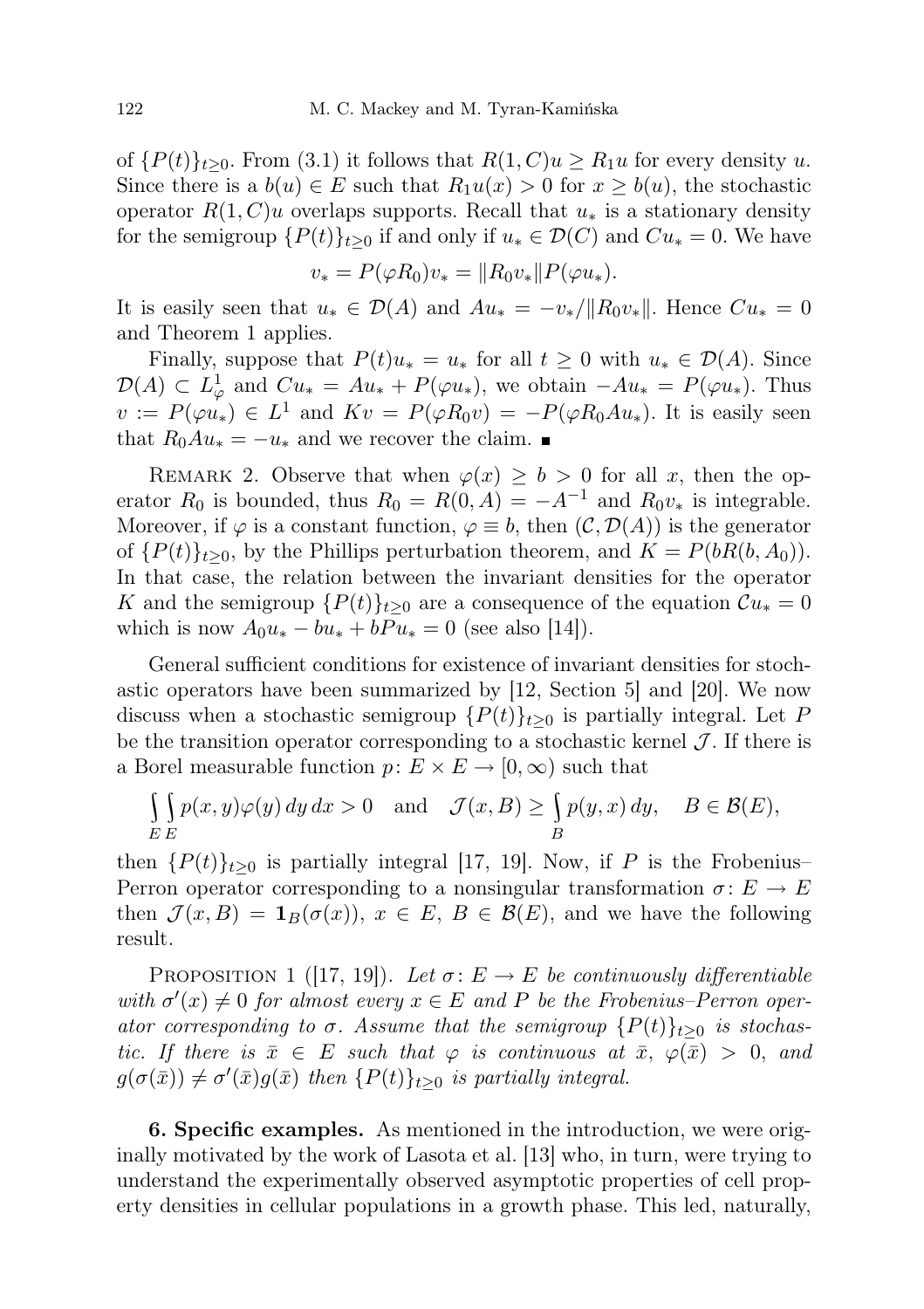of $\{P(t)\}_{t\geq 0}$. From (3.1) it follows that $R(1, C)u \geq R_1 u$ for every density $u$. Since there is a $b(u) \in E$ such that $R_1 u(x) > 0$ for $x \geq b(u)$, the stochastic operator $R(1, C)u$ overlaps supports. Recall that $u_*$ is a stationary density for the semigroup $\{P(t)\}_{t\geq 0}$ if and only if $u_* \in \mathcal{D}(C)$ and $Cu_* = 0$. We have

$$v_* = P(\varphi R_0)v_* = \|R_0 v_*\| P(\varphi u_*).$$

It is easily seen that $u_* \in \mathcal{D}(A)$ and $Au_* = -v_*/\|R_0 v_*\|$. Hence $Cu_* = 0$ and Theorem 1 applies.

Finally, suppose that $P(t)u_* = u_*$ for all $t \geq 0$ with $u_* \in \mathcal{D}(A)$. Since $\mathcal{D}(A) \subset L^1_\varphi$ and $Cu_* = Au_* + P(\varphi u_*)$, we obtain $-Au_* = P(\varphi u_*)$. Thus $v := P(\varphi u_*) \in L^1$ and $Kv = P(\varphi R_0 v) = -P(\varphi R_0 A u_*)$. It is easily seen that $R_0 A u_* = -u_*$ and we recover the claim. ∎

REMARK 2. Observe that when $\varphi(x) \geq b > 0$ for all $x$, then the operator $R_0$ is bounded, thus $R_0 = R(0, A) = -A^{-1}$ and $R_0 v_*$ is integrable. Moreover, if $\varphi$ is a constant function, $\varphi \equiv b$, then $(\mathcal{C}, \mathcal{D}(A))$ is the generator of $\{P(t)\}_{t\geq 0}$, by the Phillips perturbation theorem, and $K = P(bR(b, A_0))$. In that case, the relation between the invariant densities for the operator $K$ and the semigroup $\{P(t)\}_{t\geq 0}$ are a consequence of the equation $\mathcal{C}u_* = 0$ which is now $A_0 u_* - bu_* + bPu_* = 0$ (see also [14]).

General sufficient conditions for existence of invariant densities for stochastic operators have been summarized by [12, Section 5] and [20]. We now discuss when a stochastic semigroup $\{P(t)\}_{t\geq 0}$ is partially integral. Let $P$ be the transition operator corresponding to a stochastic kernel $\mathcal{J}$. If there is a Borel measurable function $p\colon E \times E \to [0, \infty)$ such that

$$\int_E \int_E p(x, y)\varphi(y)\, dy\, dx > 0 \quad \text{and} \quad \mathcal{J}(x, B) \geq \int_B p(y, x)\, dy, \quad B \in \mathcal{B}(E),$$

then $\{P(t)\}_{t\geq 0}$ is partially integral [17, 19]. Now, if $P$ is the Frobenius–Perron operator corresponding to a nonsingular transformation $\sigma\colon E \to E$ then $\mathcal{J}(x, B) = \mathbf{1}_B(\sigma(x))$, $x \in E$, $B \in \mathcal{B}(E)$, and we have the following result.

PROPOSITION 1 ([17, 19]). *Let $\sigma\colon E \to E$ be continuously differentiable with $\sigma'(x) \neq 0$ for almost every $x \in E$ and $P$ be the Frobenius–Perron operator corresponding to $\sigma$. Assume that the semigroup $\{P(t)\}_{t\geq 0}$ is stochastic. If there is $\bar{x} \in E$ such that $\varphi$ is continuous at $\bar{x}$, $\varphi(\bar{x}) > 0$, and $g(\sigma(\bar{x})) \neq \sigma'(\bar{x})g(\bar{x})$ then $\{P(t)\}_{t\geq 0}$ is partially integral.*

**6. Specific examples.** As mentioned in the introduction, we were originally motivated by the work of Lasota et al. [13] who, in turn, were trying to understand the experimentally observed asymptotic properties of cell property densities in cellular populations in a growth phase. This led, naturally,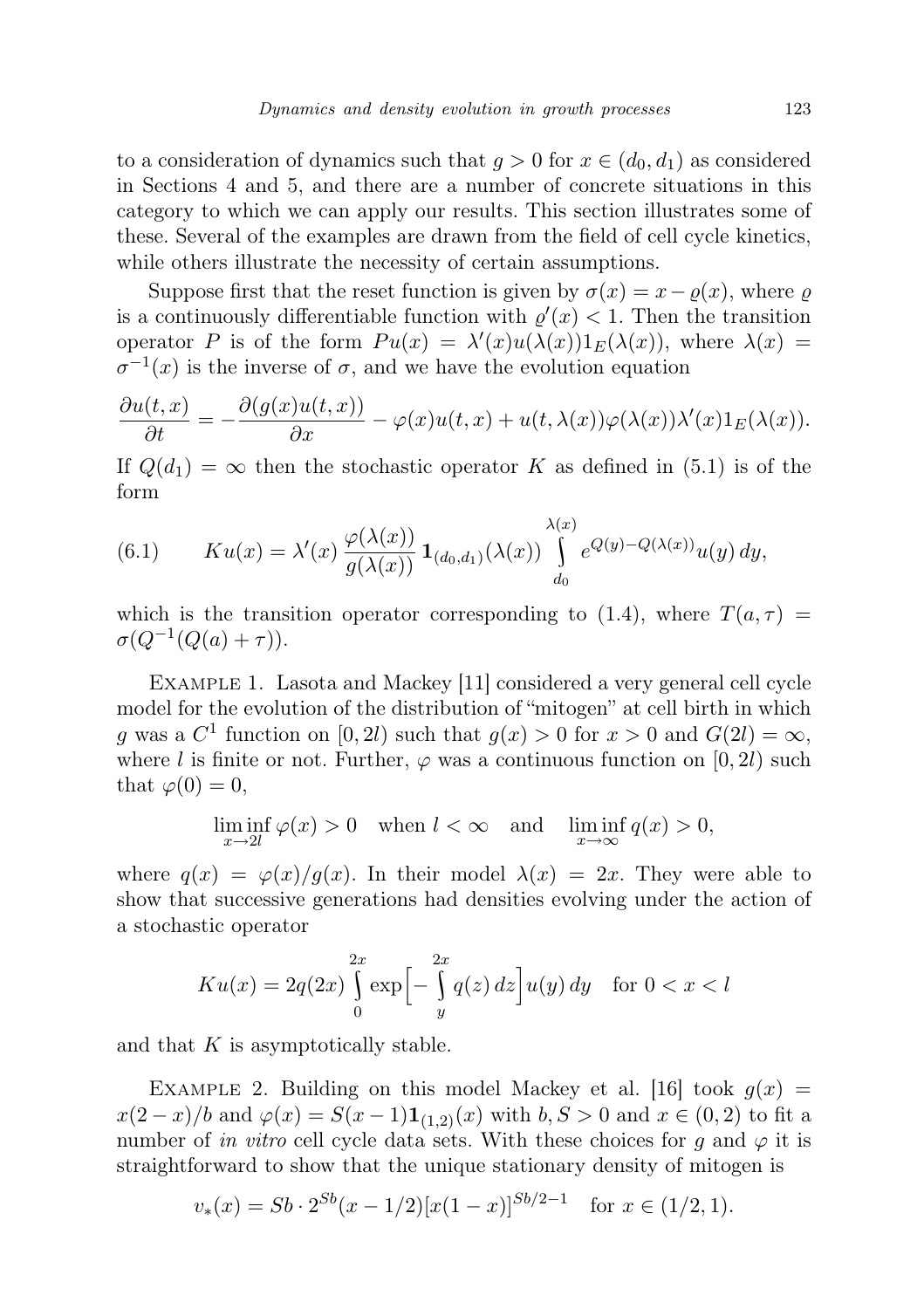to a consideration of dynamics such that $g > 0$ for $x \in (d_0, d_1)$ as considered in Sections 4 and 5, and there are a number of concrete situations in this category to which we can apply our results. This section illustrates some of these. Several of the examples are drawn from the field of cell cycle kinetics, while others illustrate the necessity of certain assumptions.

Suppose first that the reset function is given by $\sigma(x) = x - \varrho(x)$, where $\varrho$ is a continuously differentiable function with $\varrho'(x) < 1$. Then the transition operator $P$ is of the form $Pu(x) = \lambda'(x)u(\lambda(x))1_E(\lambda(x))$, where $\lambda(x) = \sigma^{-1}(x)$ is the inverse of $\sigma$, and we have the evolution equation

$$\frac{\partial u(t,x)}{\partial t} = -\frac{\partial(g(x)u(t,x))}{\partial x} - \varphi(x)u(t,x) + u(t,\lambda(x))\varphi(\lambda(x))\lambda'(x)1_E(\lambda(x)).$$

If $Q(d_1) = \infty$ then the stochastic operator $K$ as defined in (5.1) is of the form

$$Ku(x) = \lambda'(x)\,\frac{\varphi(\lambda(x))}{g(\lambda(x))}\,\mathbf{1}_{(d_0,d_1)}(\lambda(x))\int\limits_{d_0}^{\lambda(x)} e^{Q(y)-Q(\lambda(x))}u(y)\,dy, \tag{6.1}$$

which is the transition operator corresponding to (1.4), where $T(a,\tau) = \sigma(Q^{-1}(Q(a)+\tau))$.

Example 1. Lasota and Mackey [11] considered a very general cell cycle model for the evolution of the distribution of "mitogen" at cell birth in which $g$ was a $C^1$ function on $[0, 2l)$ such that $g(x) > 0$ for $x > 0$ and $G(2l) = \infty$, where $l$ is finite or not. Further, $\varphi$ was a continuous function on $[0, 2l)$ such that $\varphi(0) = 0$,

$$\liminf_{x\to 2l}\varphi(x) > 0 \quad \text{when } l < \infty \quad \text{and} \quad \liminf_{x\to\infty} q(x) > 0,$$

where $q(x) = \varphi(x)/g(x)$. In their model $\lambda(x) = 2x$. They were able to show that successive generations had densities evolving under the action of a stochastic operator

$$Ku(x) = 2q(2x)\int\limits_0^{2x}\exp\Big[-\int\limits_y^{2x} q(z)\,dz\Big]u(y)\,dy \quad \text{for } 0 < x < l$$

and that $K$ is asymptotically stable.

Example 2. Building on this model Mackey et al. [16] took $g(x) = x(2-x)/b$ and $\varphi(x) = S(x-1)\mathbf{1}_{(1,2)}(x)$ with $b, S > 0$ and $x \in (0, 2)$ to fit a number of *in vitro* cell cycle data sets. With these choices for $g$ and $\varphi$ it is straightforward to show that the unique stationary density of mitogen is

$$v_*(x) = Sb\cdot 2^{Sb}(x-1/2)[x(1-x)]^{Sb/2-1} \quad \text{for } x \in (1/2, 1).$$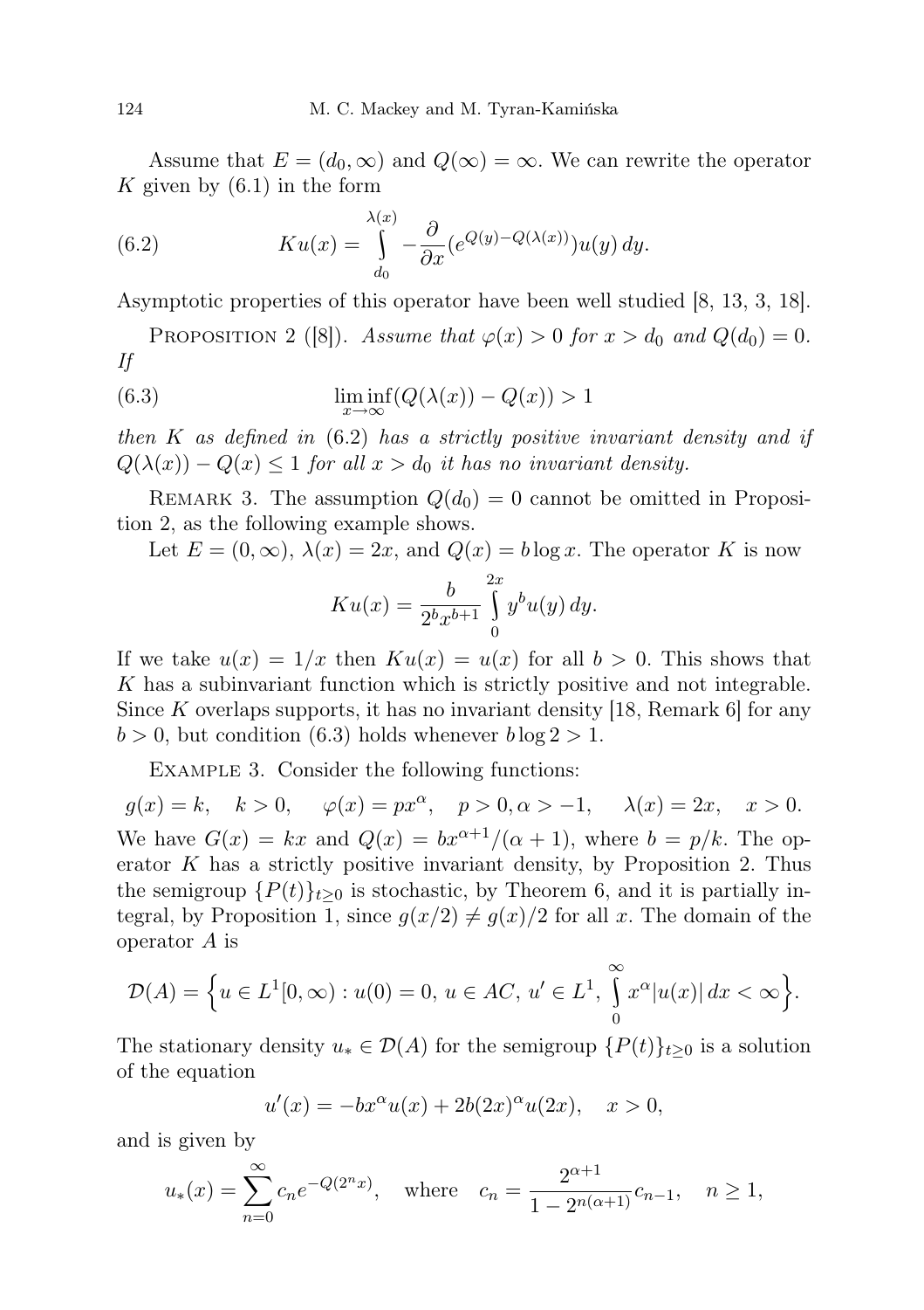Assume that $E = (d_0, \infty)$ and $Q(\infty) = \infty$. We can rewrite the operator $K$ given by (6.1) in the form

$$Ku(x) = \int_{d_0}^{\lambda(x)} -\frac{\partial}{\partial x}(e^{Q(y)-Q(\lambda(x))})u(y)\,dy. \tag{6.2}$$

Asymptotic properties of this operator have been well studied [8, 13, 3, 18].

Proposition 2 ([8]). *Assume that $\varphi(x) > 0$ for $x > d_0$ and $Q(d_0) = 0$. If*

$$\liminf_{x\to\infty}(Q(\lambda(x)) - Q(x)) > 1 \tag{6.3}$$

*then $K$ as defined in* (6.2) *has a strictly positive invariant density and if $Q(\lambda(x)) - Q(x) \le 1$ for all $x > d_0$ it has no invariant density.*

Remark 3. The assumption $Q(d_0) = 0$ cannot be omitted in Proposition 2, as the following example shows.

Let $E = (0, \infty)$, $\lambda(x) = 2x$, and $Q(x) = b\log x$. The operator $K$ is now

$$Ku(x) = \frac{b}{2^b x^{b+1}} \int_0^{2x} y^b u(y)\,dy.$$

If we take $u(x) = 1/x$ then $Ku(x) = u(x)$ for all $b > 0$. This shows that $K$ has a subinvariant function which is strictly positive and not integrable. Since $K$ overlaps supports, it has no invariant density [18, Remark 6] for any $b > 0$, but condition (6.3) holds whenever $b\log 2 > 1$.

Example 3. Consider the following functions:

$$g(x) = k, \quad k > 0, \qquad \varphi(x) = px^\alpha, \quad p > 0, \alpha > -1, \qquad \lambda(x) = 2x, \quad x > 0.$$

We have $G(x) = kx$ and $Q(x) = bx^{\alpha+1}/(\alpha+1)$, where $b = p/k$. The operator $K$ has a strictly positive invariant density, by Proposition 2. Thus the semigroup $\{P(t)\}_{t\ge0}$ is stochastic, by Theorem 6, and it is partially integral, by Proposition 1, since $g(x/2) \ne g(x)/2$ for all $x$. The domain of the operator $A$ is

$$\mathcal{D}(A) = \Big\{u \in L^1[0,\infty) : u(0) = 0,\ u \in AC,\ u' \in L^1,\ \int_0^\infty x^\alpha |u(x)|\,dx < \infty\Big\}.$$

The stationary density $u_* \in \mathcal{D}(A)$ for the semigroup $\{P(t)\}_{t\ge0}$ is a solution of the equation

$$u'(x) = -bx^\alpha u(x) + 2b(2x)^\alpha u(2x), \quad x > 0,$$

and is given by

$$u_*(x) = \sum_{n=0}^\infty c_n e^{-Q(2^n x)}, \quad \text{where} \quad c_n = \frac{2^{\alpha+1}}{1 - 2^{n(\alpha+1)}} c_{n-1}, \quad n \ge 1,$$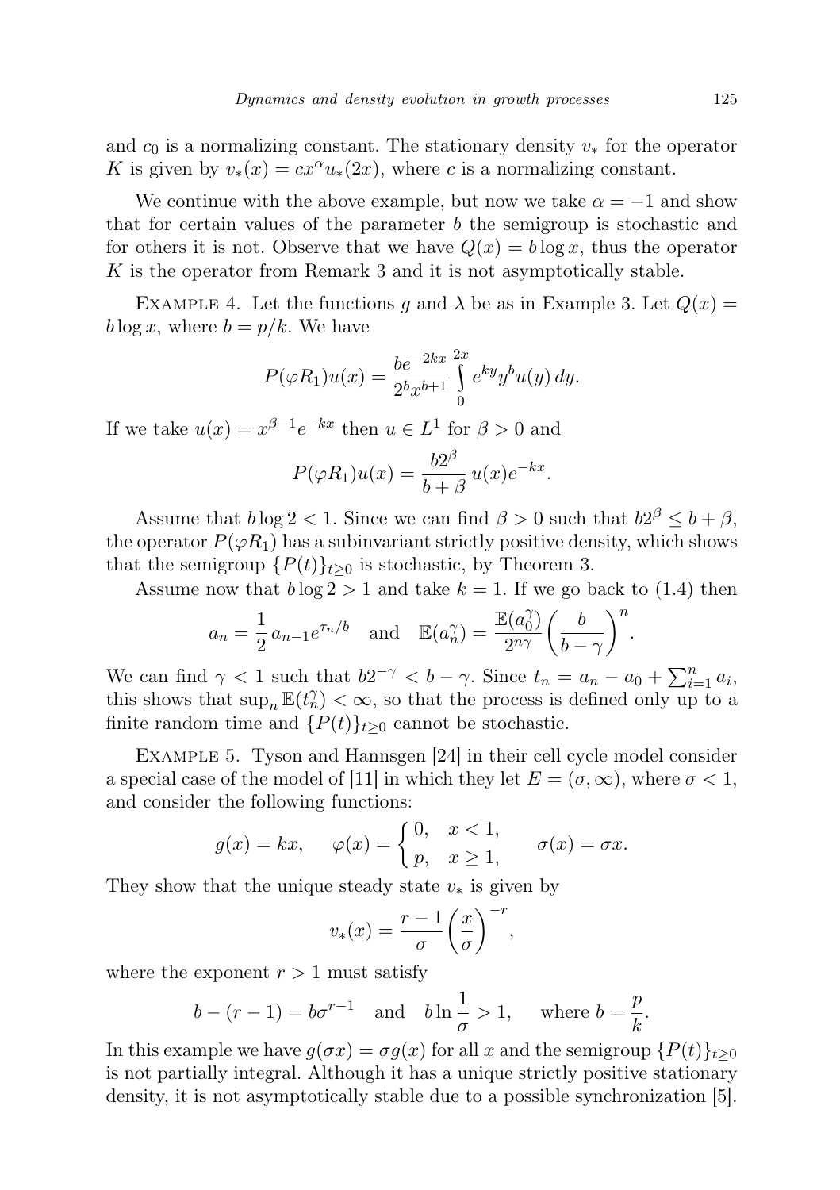and $c_0$ is a normalizing constant. The stationary density $v_*$ for the operator $K$ is given by $v_*(x) = cx^\alpha u_*(2x)$, where $c$ is a normalizing constant.

We continue with the above example, but now we take $\alpha = -1$ and show that for certain values of the parameter $b$ the semigroup is stochastic and for others it is not. Observe that we have $Q(x) = b \log x$, thus the operator $K$ is the operator from Remark 3 and it is not asymptotically stable.

Example 4. Let the functions $g$ and $\lambda$ be as in Example 3. Let $Q(x) = b \log x$, where $b = p/k$. We have

$$P(\varphi R_1)u(x) = \frac{be^{-2kx}}{2^b x^{b+1}} \int_0^{2x} e^{ky} y^b u(y)\, dy.$$

If we take $u(x) = x^{\beta-1}e^{-kx}$ then $u \in L^1$ for $\beta > 0$ and

$$P(\varphi R_1)u(x) = \frac{b2^\beta}{b+\beta}\, u(x)e^{-kx}.$$

Assume that $b \log 2 < 1$. Since we can find $\beta > 0$ such that $b2^\beta \le b + \beta$, the operator $P(\varphi R_1)$ has a subinvariant strictly positive density, which shows that the semigroup $\{P(t)\}_{t\ge 0}$ is stochastic, by Theorem 3.

Assume now that $b \log 2 > 1$ and take $k = 1$. If we go back to (1.4) then

$$a_n = \frac{1}{2}\, a_{n-1} e^{\tau_n/b} \quad \text{and} \quad \mathbb{E}(a_n^\gamma) = \frac{\mathbb{E}(a_0^\gamma)}{2^{n\gamma}} \left(\frac{b}{b-\gamma}\right)^n.$$

We can find $\gamma < 1$ such that $b2^{-\gamma} < b - \gamma$. Since $t_n = a_n - a_0 + \sum_{i=1}^n a_i$, this shows that $\sup_n \mathbb{E}(t_n^\gamma) < \infty$, so that the process is defined only up to a finite random time and $\{P(t)\}_{t\ge0}$ cannot be stochastic.

Example 5. Tyson and Hannsgen [24] in their cell cycle model consider a special case of the model of [11] in which they let $E = (\sigma, \infty)$, where $\sigma < 1$, and consider the following functions:

$$g(x) = kx, \qquad \varphi(x) = \begin{cases} 0, & x < 1, \\ p, & x \ge 1, \end{cases} \qquad \sigma(x) = \sigma x.$$

They show that the unique steady state $v_*$ is given by

$$v_*(x) = \frac{r-1}{\sigma}\left(\frac{x}{\sigma}\right)^{-r},$$

where the exponent $r > 1$ must satisfy

$$b - (r-1) = b\sigma^{r-1} \quad \text{and} \quad b \ln\frac{1}{\sigma} > 1, \qquad \text{where } b = \frac{p}{k}.$$

In this example we have $g(\sigma x) = \sigma g(x)$ for all $x$ and the semigroup $\{P(t)\}_{t\ge0}$ is not partially integral. Although it has a unique strictly positive stationary density, it is not asymptotically stable due to a possible synchronization [5].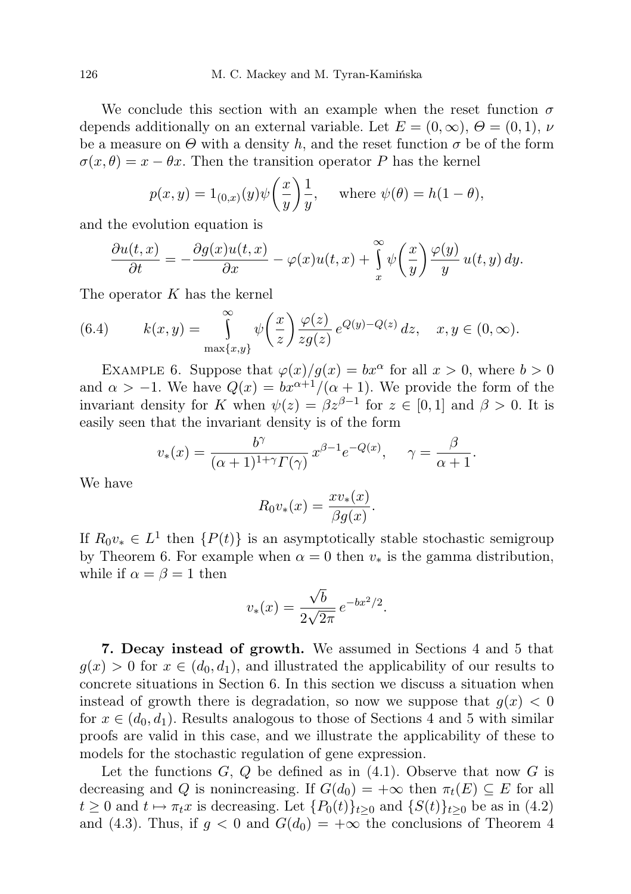We conclude this section with an example when the reset function $\sigma$ depends additionally on an external variable. Let $E = (0,\infty)$, $\Theta = (0,1)$, $\nu$ be a measure on $\Theta$ with a density $h$, and the reset function $\sigma$ be of the form $\sigma(x,\theta) = x - \theta x$. Then the transition operator $P$ has the kernel

$$p(x,y) = 1_{(0,x)}(y)\psi\left(\frac{x}{y}\right)\frac{1}{y}, \quad \text{where } \psi(\theta) = h(1-\theta),$$

and the evolution equation is

$$\frac{\partial u(t,x)}{\partial t} = -\frac{\partial g(x)u(t,x)}{\partial x} - \varphi(x)u(t,x) + \int_x^\infty \psi\left(\frac{x}{y}\right)\frac{\varphi(y)}{y}\, u(t,y)\,dy.$$

The operator $K$ has the kernel

$$k(x,y) = \int_{\max\{x,y\}}^\infty \psi\left(\frac{x}{z}\right)\frac{\varphi(z)}{zg(z)}\, e^{Q(y)-Q(z)}\,dz, \quad x,y \in (0,\infty). \tag{6.4}$$

Example 6. Suppose that $\varphi(x)/g(x) = bx^\alpha$ for all $x > 0$, where $b > 0$ and $\alpha > -1$. We have $Q(x) = bx^{\alpha+1}/(\alpha+1)$. We provide the form of the invariant density for $K$ when $\psi(z) = \beta z^{\beta-1}$ for $z \in [0,1]$ and $\beta > 0$. It is easily seen that the invariant density is of the form

$$v_*(x) = \frac{b^\gamma}{(\alpha+1)^{1+\gamma}\Gamma(\gamma)}\, x^{\beta-1}e^{-Q(x)}, \quad \gamma = \frac{\beta}{\alpha+1}.$$

We have

$$R_0 v_*(x) = \frac{xv_*(x)}{\beta g(x)}.$$

If $R_0 v_* \in L^1$ then $\{P(t)\}$ is an asymptotically stable stochastic semigroup by Theorem 6. For example when $\alpha = 0$ then $v_*$ is the gamma distribution, while if $\alpha = \beta = 1$ then

$$v_*(x) = \frac{\sqrt{b}}{2\sqrt{2\pi}}\, e^{-bx^2/2}.$$

**7. Decay instead of growth.** We assumed in Sections 4 and 5 that $g(x) > 0$ for $x \in (d_0,d_1)$, and illustrated the applicability of our results to concrete situations in Section 6. In this section we discuss a situation when instead of growth there is degradation, so now we suppose that $g(x) < 0$ for $x \in (d_0,d_1)$. Results analogous to those of Sections 4 and 5 with similar proofs are valid in this case, and we illustrate the applicability of these to models for the stochastic regulation of gene expression.

Let the functions $G$, $Q$ be defined as in (4.1). Observe that now $G$ is decreasing and $Q$ is nonincreasing. If $G(d_0) = +\infty$ then $\pi_t(E) \subseteq E$ for all $t \geq 0$ and $t \mapsto \pi_t x$ is decreasing. Let $\{P_0(t)\}_{t\geq 0}$ and $\{S(t)\}_{t\geq 0}$ be as in (4.2) and (4.3). Thus, if $g < 0$ and $G(d_0) = +\infty$ the conclusions of Theorem 4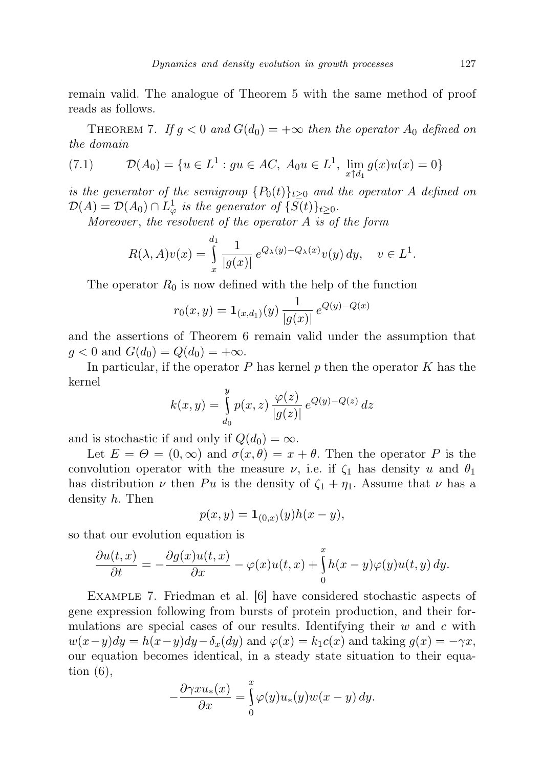remain valid. The analogue of Theorem 5 with the same method of proof reads as follows.

Theorem 7. *If $g < 0$ and $G(d_0) = +\infty$ then the operator $A_0$ defined on the domain*

$$\mathcal{D}(A_0) = \{u \in L^1 : gu \in AC,\ A_0 u \in L^1,\ \lim_{x \uparrow d_1} g(x)u(x) = 0\} \tag{7.1}$$

*is the generator of the semigroup $\{P_0(t)\}_{t \geq 0}$ and the operator $A$ defined on $\mathcal{D}(A) = \mathcal{D}(A_0) \cap L^1_\varphi$ is the generator of $\{S(t)\}_{t \geq 0}$.*

*Moreover, the resolvent of the operator $A$ is of the form*

$$R(\lambda, A)v(x) = \int_x^{d_1} \frac{1}{|g(x)|} e^{Q_\lambda(y) - Q_\lambda(x)} v(y)\, dy, \quad v \in L^1.$$

The operator $R_0$ is now defined with the help of the function

$$r_0(x,y) = \mathbf{1}_{(x,d_1)}(y) \frac{1}{|g(x)|} e^{Q(y) - Q(x)}$$

and the assertions of Theorem 6 remain valid under the assumption that $g < 0$ and $G(d_0) = Q(d_0) = +\infty$.

In particular, if the operator $P$ has kernel $p$ then the operator $K$ has the kernel

$$k(x,y) = \int_{d_0}^{y} p(x,z) \frac{\varphi(z)}{|g(z)|} e^{Q(y) - Q(z)}\, dz$$

and is stochastic if and only if $Q(d_0) = \infty$.

Let $E = \Theta = (0,\infty)$ and $\sigma(x,\theta) = x + \theta$. Then the operator $P$ is the convolution operator with the measure $\nu$, i.e. if $\zeta_1$ has density $u$ and $\theta_1$ has distribution $\nu$ then $Pu$ is the density of $\zeta_1 + \eta_1$. Assume that $\nu$ has a density $h$. Then

$$p(x,y) = \mathbf{1}_{(0,x)}(y) h(x-y),$$

so that our evolution equation is

$$\frac{\partial u(t,x)}{\partial t} = -\frac{\partial g(x)u(t,x)}{\partial x} - \varphi(x)u(t,x) + \int_0^x h(x-y)\varphi(y)u(t,y)\, dy.$$

Example 7. Friedman et al. [6] have considered stochastic aspects of gene expression following from bursts of protein production, and their formulations are special cases of our results. Identifying their $w$ and $c$ with $w(x-y)dy = h(x-y)dy - \delta_x(dy)$ and $\varphi(x) = k_1 c(x)$ and taking $g(x) = -\gamma x$, our equation becomes identical, in a steady state situation to their equation (6),

$$-\frac{\partial \gamma x u_*(x)}{\partial x} = \int_0^x \varphi(y)u_*(y)w(x-y)\, dy.$$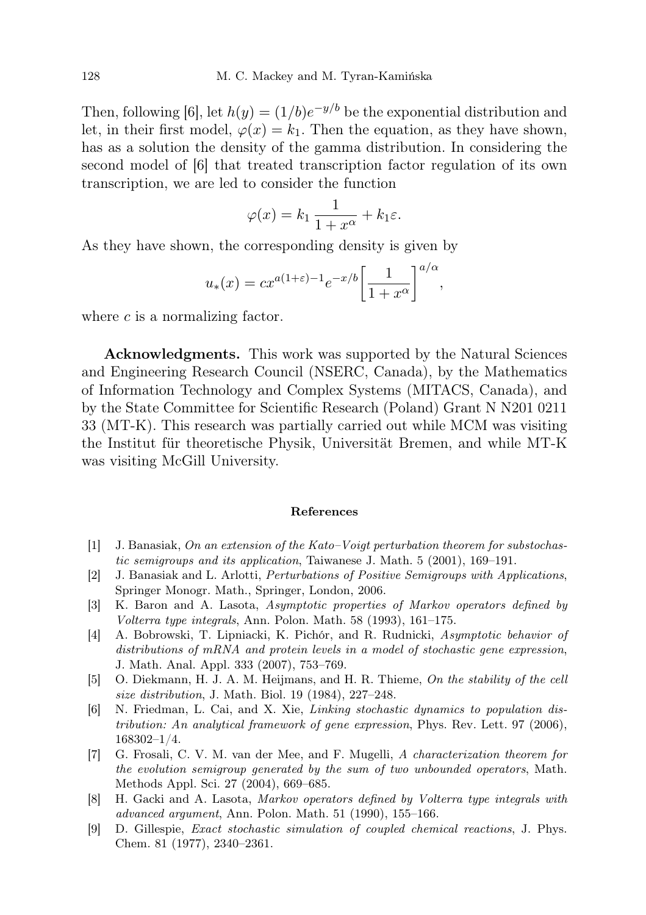Then, following [6], let $h(y) = (1/b)e^{-y/b}$ be the exponential distribution and let, in their first model, $\varphi(x) = k_1$. Then the equation, as they have shown, has as a solution the density of the gamma distribution. In considering the second model of [6] that treated transcription factor regulation of its own transcription, we are led to consider the function

$$\varphi(x) = k_1 \frac{1}{1+x^\alpha} + k_1\varepsilon.$$

As they have shown, the corresponding density is given by

$$u_*(x) = cx^{a(1+\varepsilon)-1}e^{-x/b}\left[\frac{1}{1+x^\alpha}\right]^{a/\alpha},$$

where $c$ is a normalizing factor.

**Acknowledgments.** This work was supported by the Natural Sciences and Engineering Research Council (NSERC, Canada), by the Mathematics of Information Technology and Complex Systems (MITACS, Canada), and by the State Committee for Scientific Research (Poland) Grant N N201 0211 33 (MT-K). This research was partially carried out while MCM was visiting the Institut für theoretische Physik, Universität Bremen, and while MT-K was visiting McGill University.

## References

[1] J. Banasiak, *On an extension of the Kato–Voigt perturbation theorem for substochastic semigroups and its application*, Taiwanese J. Math. 5 (2001), 169–191.

[2] J. Banasiak and L. Arlotti, *Perturbations of Positive Semigroups with Applications*, Springer Monogr. Math., Springer, London, 2006.

[3] K. Baron and A. Lasota, *Asymptotic properties of Markov operators defined by Volterra type integrals*, Ann. Polon. Math. 58 (1993), 161–175.

[4] A. Bobrowski, T. Lipniacki, K. Pichór, and R. Rudnicki, *Asymptotic behavior of distributions of mRNA and protein levels in a model of stochastic gene expression*, J. Math. Anal. Appl. 333 (2007), 753–769.

[5] O. Diekmann, H. J. A. M. Heijmans, and H. R. Thieme, *On the stability of the cell size distribution*, J. Math. Biol. 19 (1984), 227–248.

[6] N. Friedman, L. Cai, and X. Xie, *Linking stochastic dynamics to population distribution: An analytical framework of gene expression*, Phys. Rev. Lett. 97 (2006), 168302–1/4.

[7] G. Frosali, C. V. M. van der Mee, and F. Mugelli, *A characterization theorem for the evolution semigroup generated by the sum of two unbounded operators*, Math. Methods Appl. Sci. 27 (2004), 669–685.

[8] H. Gacki and A. Lasota, *Markov operators defined by Volterra type integrals with advanced argument*, Ann. Polon. Math. 51 (1990), 155–166.

[9] D. Gillespie, *Exact stochastic simulation of coupled chemical reactions*, J. Phys. Chem. 81 (1977), 2340–2361.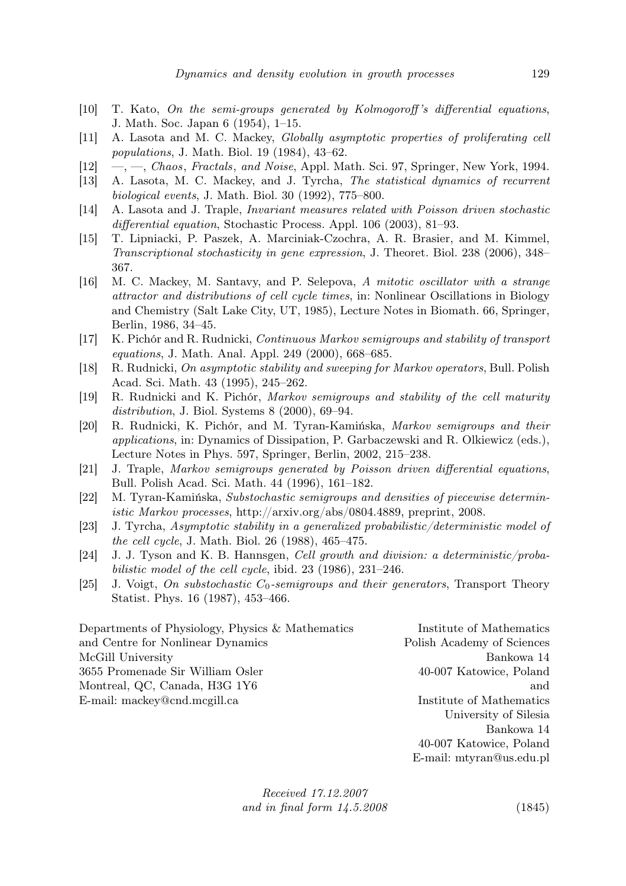[10] T. Kato, *On the semi-groups generated by Kolmogoroff's differential equations*, J. Math. Soc. Japan 6 (1954), 1–15.

[11] A. Lasota and M. C. Mackey, *Globally asymptotic properties of proliferating cell populations*, J. Math. Biol. 19 (1984), 43–62.

[12] —, —, *Chaos*, *Fractals*, *and Noise*, Appl. Math. Sci. 97, Springer, New York, 1994.

[13] A. Lasota, M. C. Mackey, and J. Tyrcha, *The statistical dynamics of recurrent biological events*, J. Math. Biol. 30 (1992), 775–800.

[14] A. Lasota and J. Traple, *Invariant measures related with Poisson driven stochastic differential equation*, Stochastic Process. Appl. 106 (2003), 81–93.

[15] T. Lipniacki, P. Paszek, A. Marciniak-Czochra, A. R. Brasier, and M. Kimmel, *Transcriptional stochasticity in gene expression*, J. Theoret. Biol. 238 (2006), 348–367.

[16] M. C. Mackey, M. Santavy, and P. Selepova, *A mitotic oscillator with a strange attractor and distributions of cell cycle times*, in: Nonlinear Oscillations in Biology and Chemistry (Salt Lake City, UT, 1985), Lecture Notes in Biomath. 66, Springer, Berlin, 1986, 34–45.

[17] K. Pichór and R. Rudnicki, *Continuous Markov semigroups and stability of transport equations*, J. Math. Anal. Appl. 249 (2000), 668–685.

[18] R. Rudnicki, *On asymptotic stability and sweeping for Markov operators*, Bull. Polish Acad. Sci. Math. 43 (1995), 245–262.

[19] R. Rudnicki and K. Pichór, *Markov semigroups and stability of the cell maturity distribution*, J. Biol. Systems 8 (2000), 69–94.

[20] R. Rudnicki, K. Pichór, and M. Tyran-Kamińska, *Markov semigroups and their applications*, in: Dynamics of Dissipation, P. Garbaczewski and R. Olkiewicz (eds.), Lecture Notes in Phys. 597, Springer, Berlin, 2002, 215–238.

[21] J. Traple, *Markov semigroups generated by Poisson driven differential equations*, Bull. Polish Acad. Sci. Math. 44 (1996), 161–182.

[22] M. Tyran-Kamińska, *Substochastic semigroups and densities of piecewise deterministic Markov processes*, http://arxiv.org/abs/0804.4889, preprint, 2008.

[23] J. Tyrcha, *Asymptotic stability in a generalized probabilistic/deterministic model of the cell cycle*, J. Math. Biol. 26 (1988), 465–475.

[24] J. J. Tyson and K. B. Hannsgen, *Cell growth and division: a deterministic/probabilistic model of the cell cycle*, ibid. 23 (1986), 231–246.

[25] J. Voigt, *On substochastic $C_0$-semigroups and their generators*, Transport Theory Statist. Phys. 16 (1987), 453–466.

Departments of Physiology, Physics & Mathematics
and Centre for Nonlinear Dynamics
McGill University
3655 Promenade Sir William Osler
Montreal, QC, Canada, H3G 1Y6
E-mail: mackey@cnd.mcgill.ca

Institute of Mathematics
Polish Academy of Sciences
Bankowa 14
40-007 Katowice, Poland
and
Institute of Mathematics
University of Silesia
Bankowa 14
40-007 Katowice, Poland
E-mail: mtyran@us.edu.pl

*Received 17.12.2007*
*and in final form 14.5.2008* (1845)